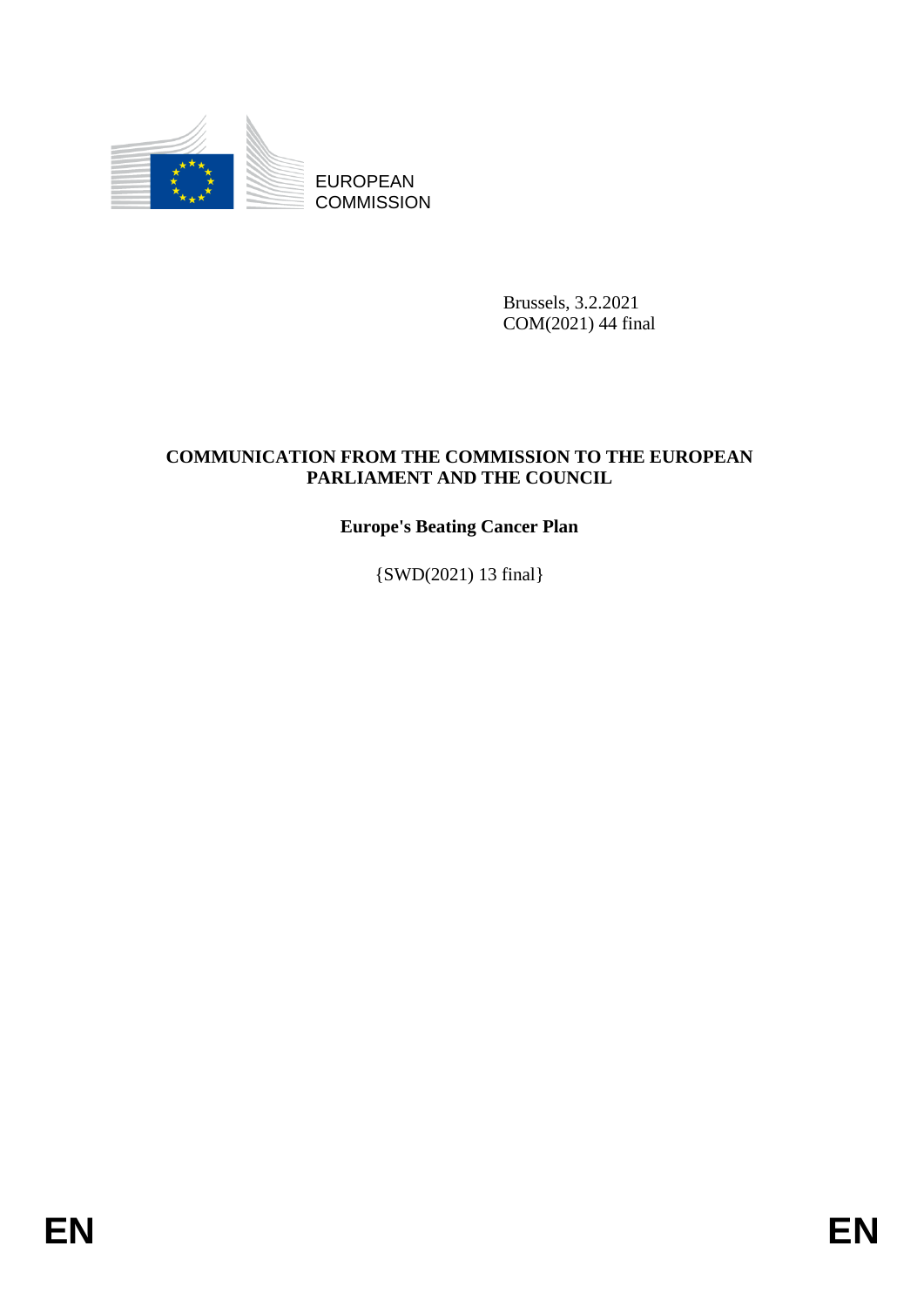EUROPEAN
COMMISSION

Brussels, 3.2.2021
COM(2021) 44 final

**COMMUNICATION FROM THE COMMISSION TO THE EUROPEAN PARLIAMENT AND THE COUNCIL**

**Europe's Beating Cancer Plan**

{SWD(2021) 13 final}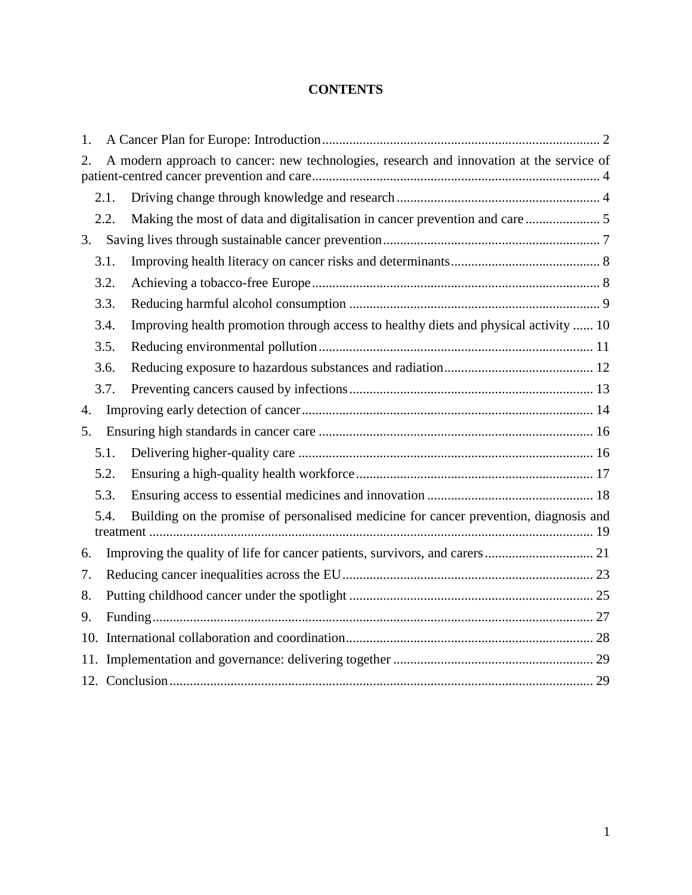**CONTENTS**

1. A Cancer Plan for Europe: Introduction ..... 2
2. A modern approach to cancer: new technologies, research and innovation at the service of patient-centred cancer prevention and care ..... 4
   - 2.1. Driving change through knowledge and research ..... 4
   - 2.2. Making the most of data and digitalisation in cancer prevention and care ..... 5
3. Saving lives through sustainable cancer prevention ..... 7
   - 3.1. Improving health literacy on cancer risks and determinants ..... 8
   - 3.2. Achieving a tobacco-free Europe ..... 8
   - 3.3. Reducing harmful alcohol consumption ..... 9
   - 3.4. Improving health promotion through access to healthy diets and physical activity ..... 10
   - 3.5. Reducing environmental pollution ..... 11
   - 3.6. Reducing exposure to hazardous substances and radiation ..... 12
   - 3.7. Preventing cancers caused by infections ..... 13
4. Improving early detection of cancer ..... 14
5. Ensuring high standards in cancer care ..... 16
   - 5.1. Delivering higher-quality care ..... 16
   - 5.2. Ensuring a high-quality health workforce ..... 17
   - 5.3. Ensuring access to essential medicines and innovation ..... 18
   - 5.4. Building on the promise of personalised medicine for cancer prevention, diagnosis and treatment ..... 19
6. Improving the quality of life for cancer patients, survivors, and carers ..... 21
7. Reducing cancer inequalities across the EU ..... 23
8. Putting childhood cancer under the spotlight ..... 25
9. Funding ..... 27
10. International collaboration and coordination ..... 28
11. Implementation and governance: delivering together ..... 29
12. Conclusion ..... 29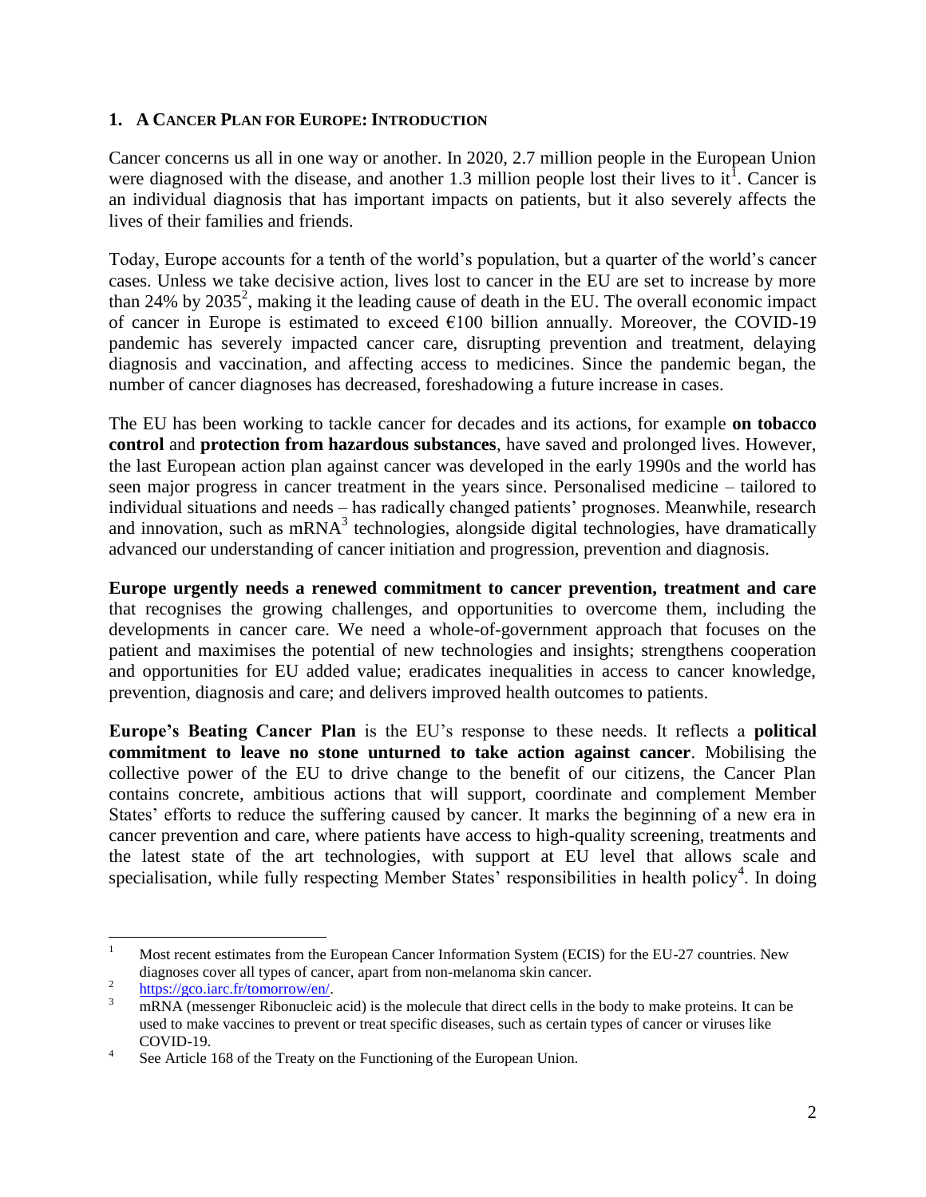## 1. A CANCER PLAN FOR EUROPE: INTRODUCTION

Cancer concerns us all in one way or another. In 2020, 2.7 million people in the European Union were diagnosed with the disease, and another 1.3 million people lost their lives to it[1]. Cancer is an individual diagnosis that has important impacts on patients, but it also severely affects the lives of their families and friends.

Today, Europe accounts for a tenth of the world's population, but a quarter of the world's cancer cases. Unless we take decisive action, lives lost to cancer in the EU are set to increase by more than 24% by 2035[2], making it the leading cause of death in the EU. The overall economic impact of cancer in Europe is estimated to exceed €100 billion annually. Moreover, the COVID-19 pandemic has severely impacted cancer care, disrupting prevention and treatment, delaying diagnosis and vaccination, and affecting access to medicines. Since the pandemic began, the number of cancer diagnoses has decreased, foreshadowing a future increase in cases.

The EU has been working to tackle cancer for decades and its actions, for example **on tobacco control** and **protection from hazardous substances**, have saved and prolonged lives. However, the last European action plan against cancer was developed in the early 1990s and the world has seen major progress in cancer treatment in the years since. Personalised medicine – tailored to individual situations and needs – has radically changed patients' prognoses. Meanwhile, research and innovation, such as mRNA[3] technologies, alongside digital technologies, have dramatically advanced our understanding of cancer initiation and progression, prevention and diagnosis.

**Europe urgently needs a renewed commitment to cancer prevention, treatment and care** that recognises the growing challenges, and opportunities to overcome them, including the developments in cancer care. We need a whole-of-government approach that focuses on the patient and maximises the potential of new technologies and insights; strengthens cooperation and opportunities for EU added value; eradicates inequalities in access to cancer knowledge, prevention, diagnosis and care; and delivers improved health outcomes to patients.

**Europe's Beating Cancer Plan** is the EU's response to these needs. It reflects a **political commitment to leave no stone unturned to take action against cancer**. Mobilising the collective power of the EU to drive change to the benefit of our citizens, the Cancer Plan contains concrete, ambitious actions that will support, coordinate and complement Member States' efforts to reduce the suffering caused by cancer. It marks the beginning of a new era in cancer prevention and care, where patients have access to high-quality screening, treatments and the latest state of the art technologies, with support at EU level that allows scale and specialisation, while fully respecting Member States' responsibilities in health policy[4]. In doing

---

[1] Most recent estimates from the European Cancer Information System (ECIS) for the EU-27 countries. New diagnoses cover all types of cancer, apart from non-melanoma skin cancer.

[2] https://gco.iarc.fr/tomorrow/en/.

[3] mRNA (messenger Ribonucleic acid) is the molecule that direct cells in the body to make proteins. It can be used to make vaccines to prevent or treat specific diseases, such as certain types of cancer or viruses like COVID-19.

[4] See Article 168 of the Treaty on the Functioning of the European Union.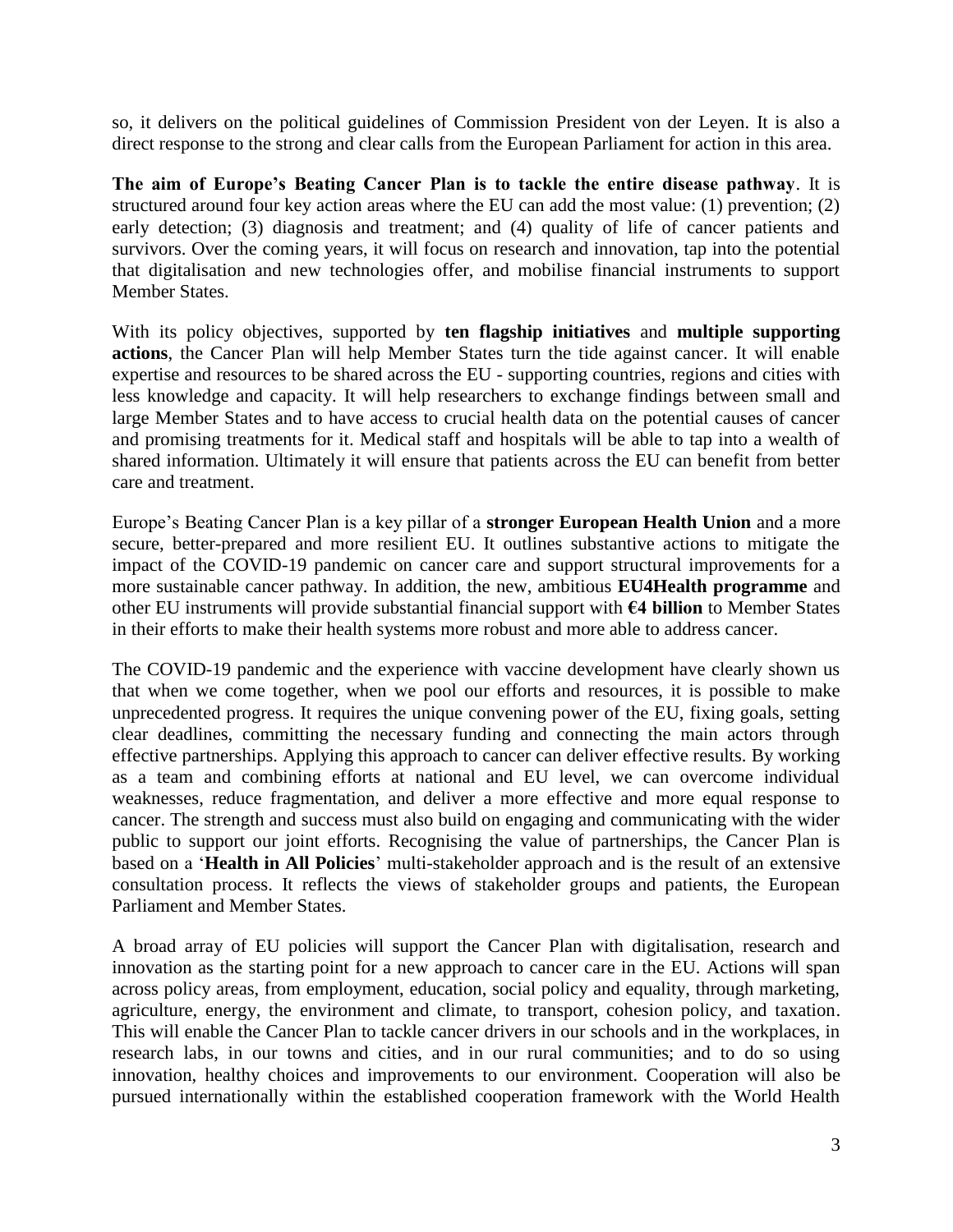so, it delivers on the political guidelines of Commission President von der Leyen. It is also a direct response to the strong and clear calls from the European Parliament for action in this area.

**The aim of Europe's Beating Cancer Plan is to tackle the entire disease pathway**. It is structured around four key action areas where the EU can add the most value: (1) prevention; (2) early detection; (3) diagnosis and treatment; and (4) quality of life of cancer patients and survivors. Over the coming years, it will focus on research and innovation, tap into the potential that digitalisation and new technologies offer, and mobilise financial instruments to support Member States.

With its policy objectives, supported by **ten flagship initiatives** and **multiple supporting actions**, the Cancer Plan will help Member States turn the tide against cancer. It will enable expertise and resources to be shared across the EU - supporting countries, regions and cities with less knowledge and capacity. It will help researchers to exchange findings between small and large Member States and to have access to crucial health data on the potential causes of cancer and promising treatments for it. Medical staff and hospitals will be able to tap into a wealth of shared information. Ultimately it will ensure that patients across the EU can benefit from better care and treatment.

Europe's Beating Cancer Plan is a key pillar of a **stronger European Health Union** and a more secure, better-prepared and more resilient EU. It outlines substantive actions to mitigate the impact of the COVID-19 pandemic on cancer care and support structural improvements for a more sustainable cancer pathway. In addition, the new, ambitious **EU4Health programme** and other EU instruments will provide substantial financial support with **€4 billion** to Member States in their efforts to make their health systems more robust and more able to address cancer.

The COVID-19 pandemic and the experience with vaccine development have clearly shown us that when we come together, when we pool our efforts and resources, it is possible to make unprecedented progress. It requires the unique convening power of the EU, fixing goals, setting clear deadlines, committing the necessary funding and connecting the main actors through effective partnerships. Applying this approach to cancer can deliver effective results. By working as a team and combining efforts at national and EU level, we can overcome individual weaknesses, reduce fragmentation, and deliver a more effective and more equal response to cancer. The strength and success must also build on engaging and communicating with the wider public to support our joint efforts. Recognising the value of partnerships, the Cancer Plan is based on a '**Health in All Policies**' multi-stakeholder approach and is the result of an extensive consultation process. It reflects the views of stakeholder groups and patients, the European Parliament and Member States.

A broad array of EU policies will support the Cancer Plan with digitalisation, research and innovation as the starting point for a new approach to cancer care in the EU. Actions will span across policy areas, from employment, education, social policy and equality, through marketing, agriculture, energy, the environment and climate, to transport, cohesion policy, and taxation. This will enable the Cancer Plan to tackle cancer drivers in our schools and in the workplaces, in research labs, in our towns and cities, and in our rural communities; and to do so using innovation, healthy choices and improvements to our environment. Cooperation will also be pursued internationally within the established cooperation framework with the World Health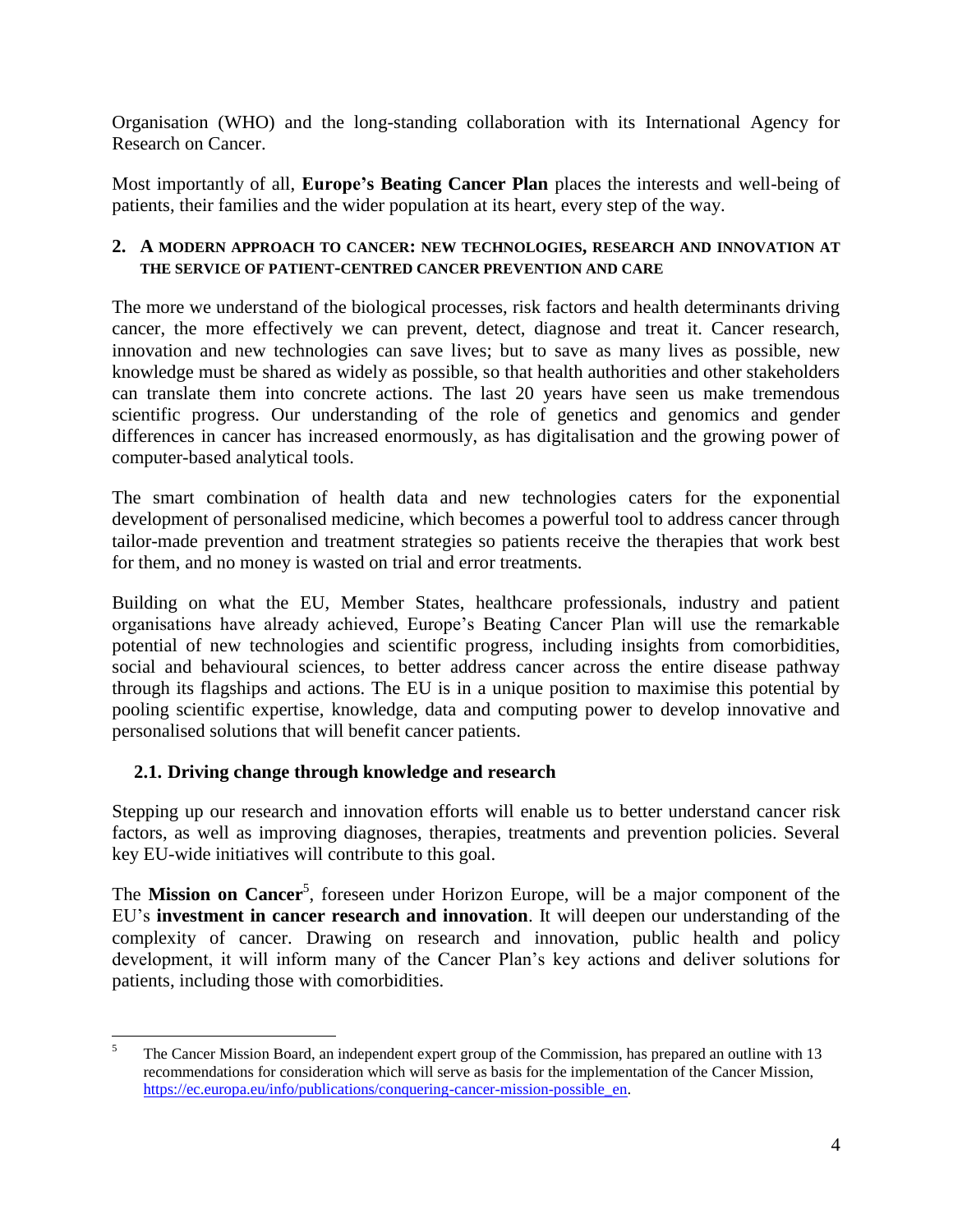Organisation (WHO) and the long-standing collaboration with its International Agency for Research on Cancer.

Most importantly of all, **Europe's Beating Cancer Plan** places the interests and well-being of patients, their families and the wider population at its heart, every step of the way.

## 2. A MODERN APPROACH TO CANCER: NEW TECHNOLOGIES, RESEARCH AND INNOVATION AT THE SERVICE OF PATIENT-CENTRED CANCER PREVENTION AND CARE

The more we understand of the biological processes, risk factors and health determinants driving cancer, the more effectively we can prevent, detect, diagnose and treat it. Cancer research, innovation and new technologies can save lives; but to save as many lives as possible, new knowledge must be shared as widely as possible, so that health authorities and other stakeholders can translate them into concrete actions. The last 20 years have seen us make tremendous scientific progress. Our understanding of the role of genetics and genomics and gender differences in cancer has increased enormously, as has digitalisation and the growing power of computer-based analytical tools.

The smart combination of health data and new technologies caters for the exponential development of personalised medicine, which becomes a powerful tool to address cancer through tailor-made prevention and treatment strategies so patients receive the therapies that work best for them, and no money is wasted on trial and error treatments.

Building on what the EU, Member States, healthcare professionals, industry and patient organisations have already achieved, Europe's Beating Cancer Plan will use the remarkable potential of new technologies and scientific progress, including insights from comorbidities, social and behavioural sciences, to better address cancer across the entire disease pathway through its flagships and actions. The EU is in a unique position to maximise this potential by pooling scientific expertise, knowledge, data and computing power to develop innovative and personalised solutions that will benefit cancer patients.

### 2.1. Driving change through knowledge and research

Stepping up our research and innovation efforts will enable us to better understand cancer risk factors, as well as improving diagnoses, therapies, treatments and prevention policies. Several key EU-wide initiatives will contribute to this goal.

The **Mission on Cancer**[5], foreseen under Horizon Europe, will be a major component of the EU's **investment in cancer research and innovation**. It will deepen our understanding of the complexity of cancer. Drawing on research and innovation, public health and policy development, it will inform many of the Cancer Plan's key actions and deliver solutions for patients, including those with comorbidities.

---

[5] The Cancer Mission Board, an independent expert group of the Commission, has prepared an outline with 13 recommendations for consideration which will serve as basis for the implementation of the Cancer Mission, https://ec.europa.eu/info/publications/conquering-cancer-mission-possible_en.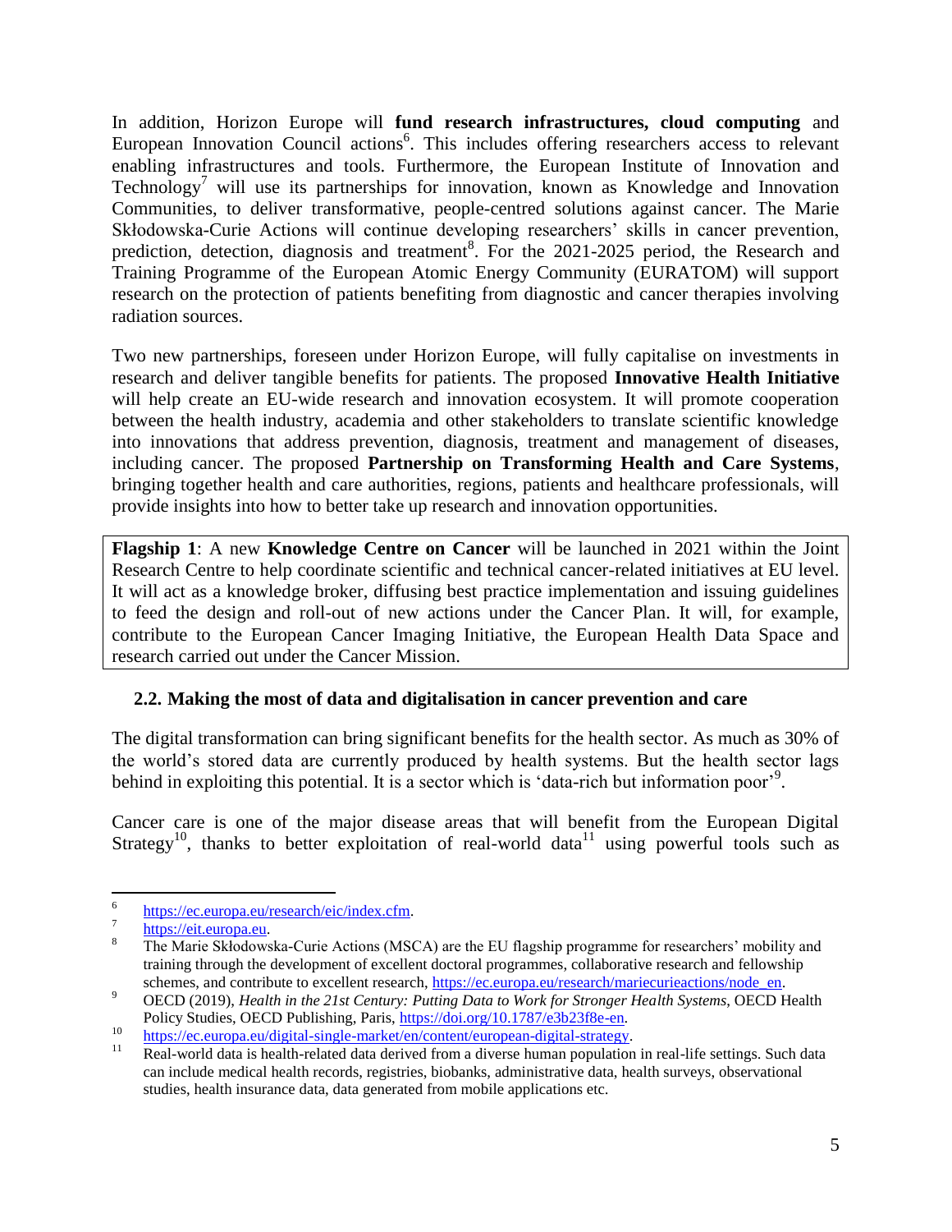In addition, Horizon Europe will **fund research infrastructures, cloud computing** and European Innovation Council actions[6]. This includes offering researchers access to relevant enabling infrastructures and tools. Furthermore, the European Institute of Innovation and Technology[7] will use its partnerships for innovation, known as Knowledge and Innovation Communities, to deliver transformative, people-centred solutions against cancer. The Marie Skłodowska-Curie Actions will continue developing researchers' skills in cancer prevention, prediction, detection, diagnosis and treatment[8]. For the 2021-2025 period, the Research and Training Programme of the European Atomic Energy Community (EURATOM) will support research on the protection of patients benefiting from diagnostic and cancer therapies involving radiation sources.

Two new partnerships, foreseen under Horizon Europe, will fully capitalise on investments in research and deliver tangible benefits for patients. The proposed **Innovative Health Initiative** will help create an EU-wide research and innovation ecosystem. It will promote cooperation between the health industry, academia and other stakeholders to translate scientific knowledge into innovations that address prevention, diagnosis, treatment and management of diseases, including cancer. The proposed **Partnership on Transforming Health and Care Systems**, bringing together health and care authorities, regions, patients and healthcare professionals, will provide insights into how to better take up research and innovation opportunities.

> **Flagship 1**: A new **Knowledge Centre on Cancer** will be launched in 2021 within the Joint Research Centre to help coordinate scientific and technical cancer-related initiatives at EU level. It will act as a knowledge broker, diffusing best practice implementation and issuing guidelines to feed the design and roll-out of new actions under the Cancer Plan. It will, for example, contribute to the European Cancer Imaging Initiative, the European Health Data Space and research carried out under the Cancer Mission.

### 2.2. Making the most of data and digitalisation in cancer prevention and care

The digital transformation can bring significant benefits for the health sector. As much as 30% of the world's stored data are currently produced by health systems. But the health sector lags behind in exploiting this potential. It is a sector which is 'data-rich but information poor'[9].

Cancer care is one of the major disease areas that will benefit from the European Digital Strategy[10], thanks to better exploitation of real-world data[11] using powerful tools such as

---

[6] https://ec.europa.eu/research/eic/index.cfm.

[7] https://eit.europa.eu.

[8] The Marie Skłodowska-Curie Actions (MSCA) are the EU flagship programme for researchers' mobility and training through the development of excellent doctoral programmes, collaborative research and fellowship schemes, and contribute to excellent research, https://ec.europa.eu/research/mariecurieactions/node_en.

[9] OECD (2019), *Health in the 21st Century: Putting Data to Work for Stronger Health Systems*, OECD Health Policy Studies, OECD Publishing, Paris, https://doi.org/10.1787/e3b23f8e-en.

[10] https://ec.europa.eu/digital-single-market/en/content/european-digital-strategy.

[11] Real-world data is health-related data derived from a diverse human population in real-life settings. Such data can include medical health records, registries, biobanks, administrative data, health surveys, observational studies, health insurance data, data generated from mobile applications etc.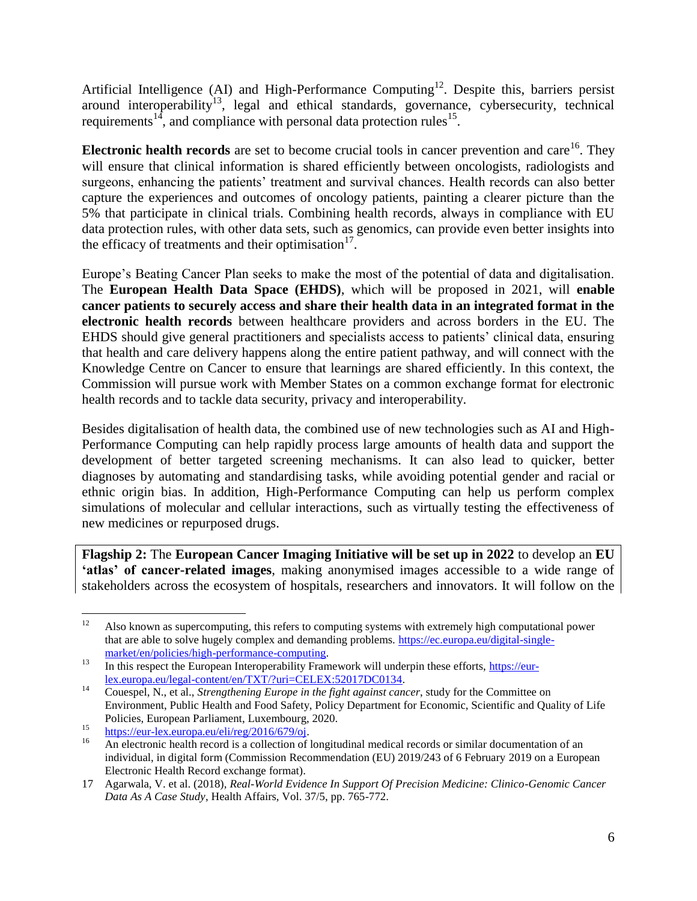Artificial Intelligence (AI) and High-Performance Computing[12]. Despite this, barriers persist around interoperability[13], legal and ethical standards, governance, cybersecurity, technical requirements[14], and compliance with personal data protection rules[15].

**Electronic health records** are set to become crucial tools in cancer prevention and care[16]. They will ensure that clinical information is shared efficiently between oncologists, radiologists and surgeons, enhancing the patients' treatment and survival chances. Health records can also better capture the experiences and outcomes of oncology patients, painting a clearer picture than the 5% that participate in clinical trials. Combining health records, always in compliance with EU data protection rules, with other data sets, such as genomics, can provide even better insights into the efficacy of treatments and their optimisation[17].

Europe's Beating Cancer Plan seeks to make the most of the potential of data and digitalisation. The **European Health Data Space (EHDS)**, which will be proposed in 2021, will **enable cancer patients to securely access and share their health data in an integrated format in the electronic health records** between healthcare providers and across borders in the EU. The EHDS should give general practitioners and specialists access to patients' clinical data, ensuring that health and care delivery happens along the entire patient pathway, and will connect with the Knowledge Centre on Cancer to ensure that learnings are shared efficiently. In this context, the Commission will pursue work with Member States on a common exchange format for electronic health records and to tackle data security, privacy and interoperability.

Besides digitalisation of health data, the combined use of new technologies such as AI and High-Performance Computing can help rapidly process large amounts of health data and support the development of better targeted screening mechanisms. It can also lead to quicker, better diagnoses by automating and standardising tasks, while avoiding potential gender and racial or ethnic origin bias. In addition, High-Performance Computing can help us perform complex simulations of molecular and cellular interactions, such as virtually testing the effectiveness of new medicines or repurposed drugs.

**Flagship 2:** The **European Cancer Imaging Initiative will be set up in 2022** to develop an **EU 'atlas' of cancer-related images**, making anonymised images accessible to a wide range of stakeholders across the ecosystem of hospitals, researchers and innovators. It will follow on the

---

[12] Also known as supercomputing, this refers to computing systems with extremely high computational power that are able to solve hugely complex and demanding problems. https://ec.europa.eu/digital-single-market/en/policies/high-performance-computing.

[13] In this respect the European Interoperability Framework will underpin these efforts, https://eur-lex.europa.eu/legal-content/en/TXT/?uri=CELEX:52017DC0134.

[14] Couespel, N., et al., *Strengthening Europe in the fight against cancer*, study for the Committee on Environment, Public Health and Food Safety, Policy Department for Economic, Scientific and Quality of Life Policies, European Parliament, Luxembourg, 2020.

[15] https://eur-lex.europa.eu/eli/reg/2016/679/oj.

[16] An electronic health record is a collection of longitudinal medical records or similar documentation of an individual, in digital form (Commission Recommendation (EU) 2019/243 of 6 February 2019 on a European Electronic Health Record exchange format).

[17] Agarwala, V. et al. (2018), *Real-World Evidence In Support Of Precision Medicine: Clinico-Genomic Cancer Data As A Case Study*, Health Affairs, Vol. 37/5, pp. 765-772.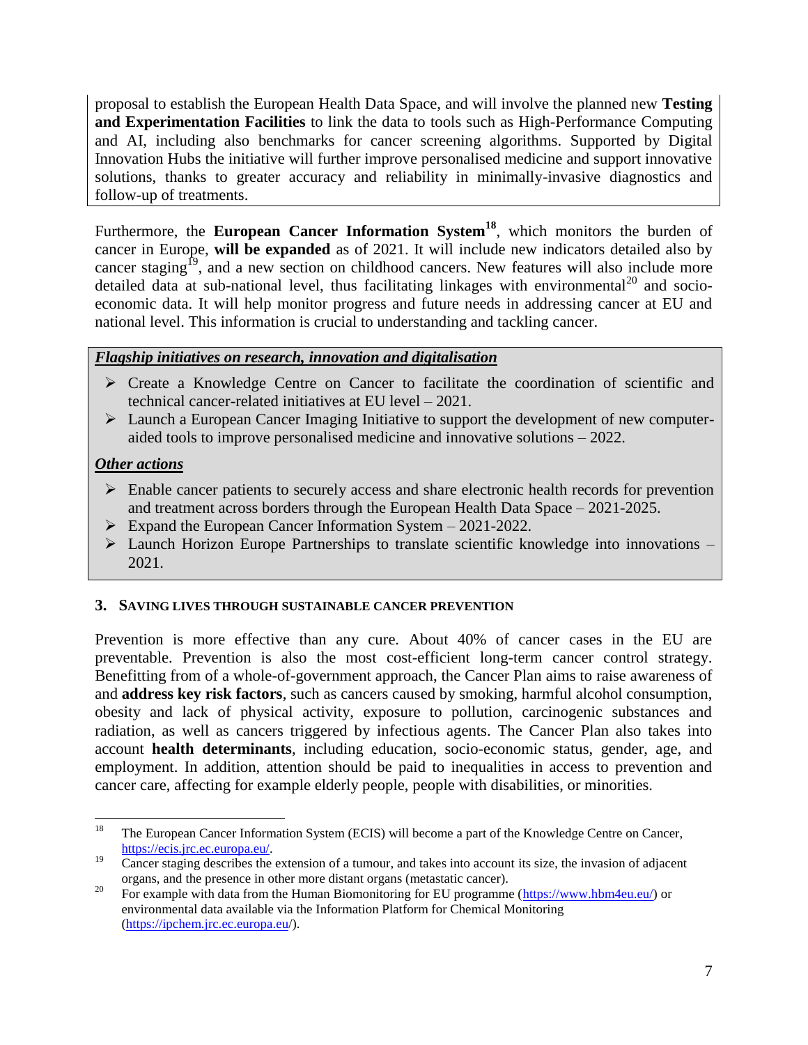proposal to establish the European Health Data Space, and will involve the planned new **Testing and Experimentation Facilities** to link the data to tools such as High-Performance Computing and AI, including also benchmarks for cancer screening algorithms. Supported by Digital Innovation Hubs the initiative will further improve personalised medicine and support innovative solutions, thanks to greater accuracy and reliability in minimally-invasive diagnostics and follow-up of treatments.

Furthermore, the **European Cancer Information System**[18], which monitors the burden of cancer in Europe, **will be expanded** as of 2021. It will include new indicators detailed also by cancer staging[19], and a new section on childhood cancers. New features will also include more detailed data at sub-national level, thus facilitating linkages with environmental[20] and socio-economic data. It will help monitor progress and future needs in addressing cancer at EU and national level. This information is crucial to understanding and tackling cancer.

***Flagship initiatives on research, innovation and digitalisation***

- Create a Knowledge Centre on Cancer to facilitate the coordination of scientific and technical cancer-related initiatives at EU level – 2021.
- Launch a European Cancer Imaging Initiative to support the development of new computer-aided tools to improve personalised medicine and innovative solutions – 2022.

***Other actions***

- Enable cancer patients to securely access and share electronic health records for prevention and treatment across borders through the European Health Data Space – 2021-2025.
- Expand the European Cancer Information System – 2021-2022.
- Launch Horizon Europe Partnerships to translate scientific knowledge into innovations – 2021.

## 3. SAVING LIVES THROUGH SUSTAINABLE CANCER PREVENTION

Prevention is more effective than any cure. About 40% of cancer cases in the EU are preventable. Prevention is also the most cost-efficient long-term cancer control strategy. Benefitting from of a whole-of-government approach, the Cancer Plan aims to raise awareness of and **address key risk factors**, such as cancers caused by smoking, harmful alcohol consumption, obesity and lack of physical activity, exposure to pollution, carcinogenic substances and radiation, as well as cancers triggered by infectious agents. The Cancer Plan also takes into account **health determinants**, including education, socio-economic status, gender, age, and employment. In addition, attention should be paid to inequalities in access to prevention and cancer care, affecting for example elderly people, people with disabilities, or minorities.

---

[18] The European Cancer Information System (ECIS) will become a part of the Knowledge Centre on Cancer, https://ecis.jrc.ec.europa.eu/.

[19] Cancer staging describes the extension of a tumour, and takes into account its size, the invasion of adjacent organs, and the presence in other more distant organs (metastatic cancer).

[20] For example with data from the Human Biomonitoring for EU programme (https://www.hbm4eu.eu/) or environmental data available via the Information Platform for Chemical Monitoring (https://ipchem.jrc.ec.europa.eu/).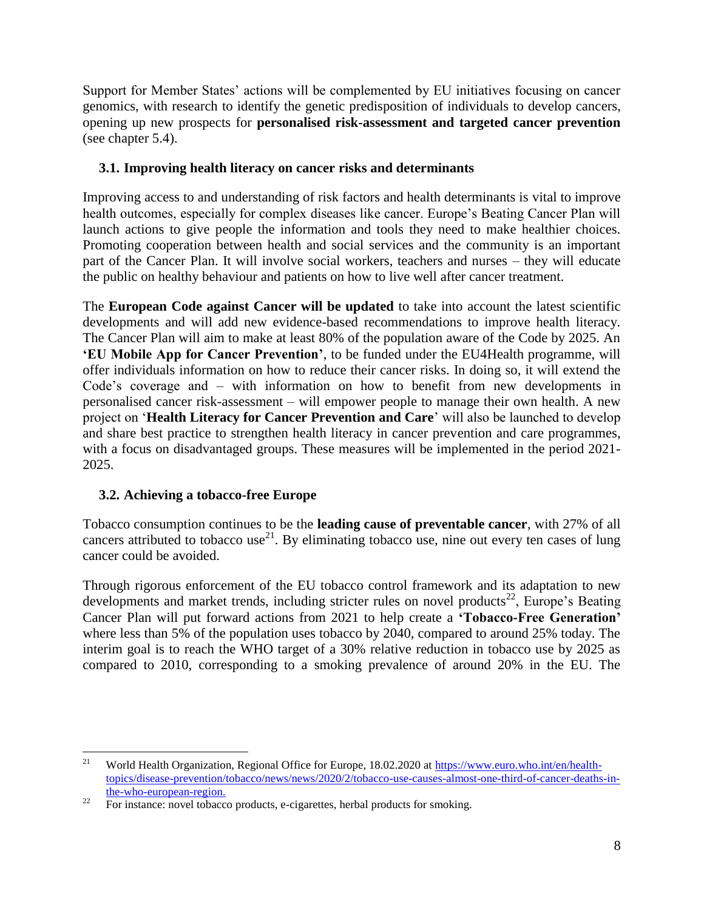Support for Member States' actions will be complemented by EU initiatives focusing on cancer genomics, with research to identify the genetic predisposition of individuals to develop cancers, opening up new prospects for **personalised risk-assessment and targeted cancer prevention** (see chapter 5.4).

### 3.1. Improving health literacy on cancer risks and determinants

Improving access to and understanding of risk factors and health determinants is vital to improve health outcomes, especially for complex diseases like cancer. Europe's Beating Cancer Plan will launch actions to give people the information and tools they need to make healthier choices. Promoting cooperation between health and social services and the community is an important part of the Cancer Plan. It will involve social workers, teachers and nurses – they will educate the public on healthy behaviour and patients on how to live well after cancer treatment.

The **European Code against Cancer will be updated** to take into account the latest scientific developments and will add new evidence-based recommendations to improve health literacy. The Cancer Plan will aim to make at least 80% of the population aware of the Code by 2025. An **'EU Mobile App for Cancer Prevention'**, to be funded under the EU4Health programme, will offer individuals information on how to reduce their cancer risks. In doing so, it will extend the Code's coverage and – with information on how to benefit from new developments in personalised cancer risk-assessment – will empower people to manage their own health. A new project on '**Health Literacy for Cancer Prevention and Care**' will also be launched to develop and share best practice to strengthen health literacy in cancer prevention and care programmes, with a focus on disadvantaged groups. These measures will be implemented in the period 2021-2025.

### 3.2. Achieving a tobacco-free Europe

Tobacco consumption continues to be the **leading cause of preventable cancer**, with 27% of all cancers attributed to tobacco use[21]. By eliminating tobacco use, nine out every ten cases of lung cancer could be avoided.

Through rigorous enforcement of the EU tobacco control framework and its adaptation to new developments and market trends, including stricter rules on novel products[22], Europe's Beating Cancer Plan will put forward actions from 2021 to help create a **'Tobacco-Free Generation'** where less than 5% of the population uses tobacco by 2040, compared to around 25% today. The interim goal is to reach the WHO target of a 30% relative reduction in tobacco use by 2025 as compared to 2010, corresponding to a smoking prevalence of around 20% in the EU. The

---

[21] World Health Organization, Regional Office for Europe, 18.02.2020 at https://www.euro.who.int/en/health-topics/disease-prevention/tobacco/news/news/2020/2/tobacco-use-causes-almost-one-third-of-cancer-deaths-in-the-who-european-region.

[22] For instance: novel tobacco products, e-cigarettes, herbal products for smoking.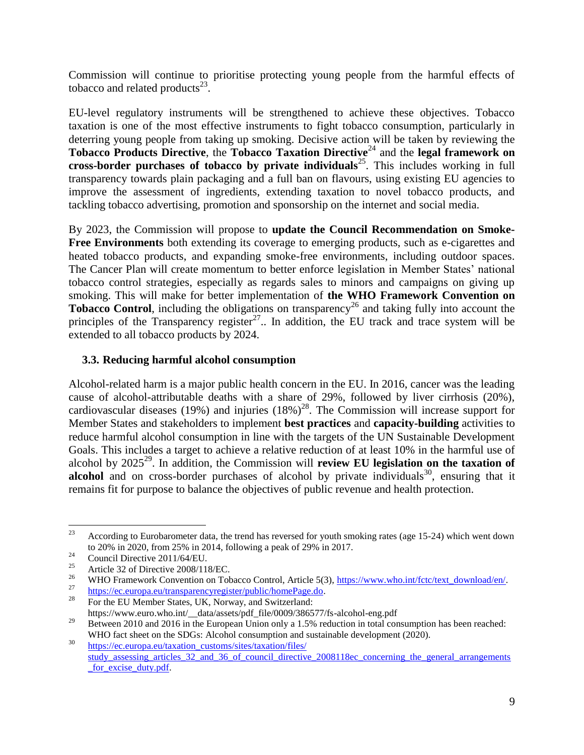Commission will continue to prioritise protecting young people from the harmful effects of tobacco and related products[23].

EU-level regulatory instruments will be strengthened to achieve these objectives. Tobacco taxation is one of the most effective instruments to fight tobacco consumption, particularly in deterring young people from taking up smoking. Decisive action will be taken by reviewing the **Tobacco Products Directive**, the **Tobacco Taxation Directive**[24] and the **legal framework on cross-border purchases of tobacco by private individuals**[25]. This includes working in full transparency towards plain packaging and a full ban on flavours, using existing EU agencies to improve the assessment of ingredients, extending taxation to novel tobacco products, and tackling tobacco advertising, promotion and sponsorship on the internet and social media.

By 2023, the Commission will propose to **update the Council Recommendation on Smoke-Free Environments** both extending its coverage to emerging products, such as e-cigarettes and heated tobacco products, and expanding smoke-free environments, including outdoor spaces. The Cancer Plan will create momentum to better enforce legislation in Member States' national tobacco control strategies, especially as regards sales to minors and campaigns on giving up smoking. This will make for better implementation of **the WHO Framework Convention on Tobacco Control**, including the obligations on transparency[26] and taking fully into account the principles of the Transparency register[27].. In addition, the EU track and trace system will be extended to all tobacco products by 2024.

### 3.3. Reducing harmful alcohol consumption

Alcohol-related harm is a major public health concern in the EU. In 2016, cancer was the leading cause of alcohol-attributable deaths with a share of 29%, followed by liver cirrhosis (20%), cardiovascular diseases (19%) and injuries (18%)[28]. The Commission will increase support for Member States and stakeholders to implement **best practices** and **capacity-building** activities to reduce harmful alcohol consumption in line with the targets of the UN Sustainable Development Goals. This includes a target to achieve a relative reduction of at least 10% in the harmful use of alcohol by 2025[29]. In addition, the Commission will **review EU legislation on the taxation of alcohol** and on cross-border purchases of alcohol by private individuals[30], ensuring that it remains fit for purpose to balance the objectives of public revenue and health protection.

---

[23] According to Eurobarometer data, the trend has reversed for youth smoking rates (age 15-24) which went down to 20% in 2020, from 25% in 2014, following a peak of 29% in 2017.

[24] Council Directive 2011/64/EU.

[25] Article 32 of Directive 2008/118/EC.

[26] WHO Framework Convention on Tobacco Control, Article 5(3), https://www.who.int/fctc/text_download/en/.

[27] https://ec.europa.eu/transparencyregister/public/homePage.do.

[28] For the EU Member States, UK, Norway, and Switzerland: https://www.euro.who.int/__data/assets/pdf_file/0009/386577/fs-alcohol-eng.pdf

[29] Between 2010 and 2016 in the European Union only a 1.5% reduction in total consumption has been reached: WHO fact sheet on the SDGs: Alcohol consumption and sustainable development (2020).

[30] https://ec.europa.eu/taxation_customs/sites/taxation/files/study_assessing_articles_32_and_36_of_council_directive_2008118ec_concerning_the_general_arrangements_for_excise_duty.pdf.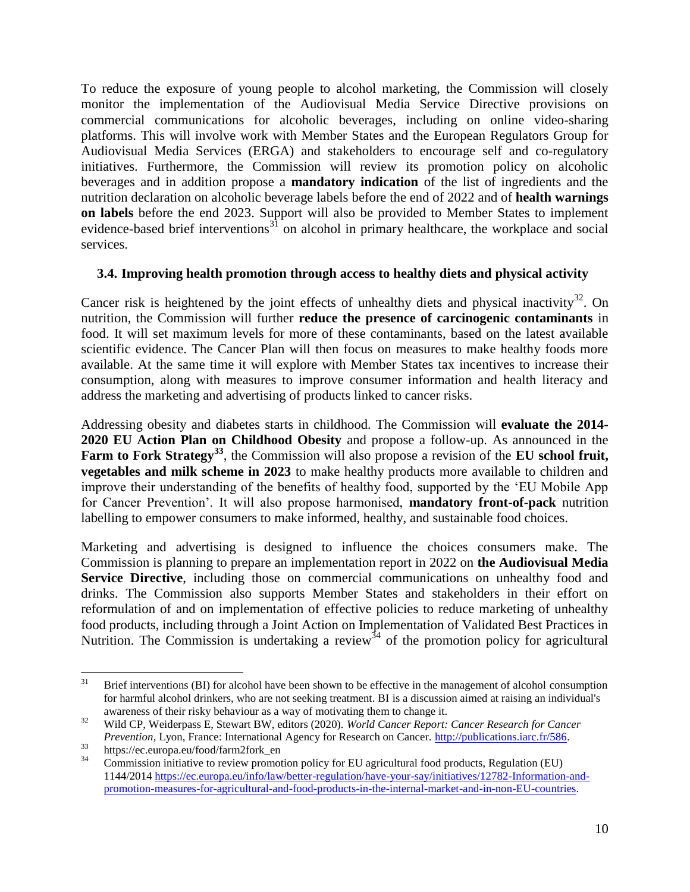To reduce the exposure of young people to alcohol marketing, the Commission will closely monitor the implementation of the Audiovisual Media Service Directive provisions on commercial communications for alcoholic beverages, including on online video-sharing platforms. This will involve work with Member States and the European Regulators Group for Audiovisual Media Services (ERGA) and stakeholders to encourage self and co-regulatory initiatives. Furthermore, the Commission will review its promotion policy on alcoholic beverages and in addition propose a **mandatory indication** of the list of ingredients and the nutrition declaration on alcoholic beverage labels before the end of 2022 and of **health warnings on labels** before the end 2023. Support will also be provided to Member States to implement evidence-based brief interventions[31] on alcohol in primary healthcare, the workplace and social services.

### 3.4. Improving health promotion through access to healthy diets and physical activity

Cancer risk is heightened by the joint effects of unhealthy diets and physical inactivity[32]. On nutrition, the Commission will further **reduce the presence of carcinogenic contaminants** in food. It will set maximum levels for more of these contaminants, based on the latest available scientific evidence. The Cancer Plan will then focus on measures to make healthy foods more available. At the same time it will explore with Member States tax incentives to increase their consumption, along with measures to improve consumer information and health literacy and address the marketing and advertising of products linked to cancer risks.

Addressing obesity and diabetes starts in childhood. The Commission will **evaluate the 2014-2020 EU Action Plan on Childhood Obesity** and propose a follow-up. As announced in the **Farm to Fork Strategy**[33], the Commission will also propose a revision of the **EU school fruit, vegetables and milk scheme in 2023** to make healthy products more available to children and improve their understanding of the benefits of healthy food, supported by the 'EU Mobile App for Cancer Prevention'. It will also propose harmonised, **mandatory front-of-pack** nutrition labelling to empower consumers to make informed, healthy, and sustainable food choices.

Marketing and advertising is designed to influence the choices consumers make. The Commission is planning to prepare an implementation report in 2022 on **the Audiovisual Media Service Directive**, including those on commercial communications on unhealthy food and drinks. The Commission also supports Member States and stakeholders in their effort on reformulation of and on implementation of effective policies to reduce marketing of unhealthy food products, including through a Joint Action on Implementation of Validated Best Practices in Nutrition. The Commission is undertaking a review[34] of the promotion policy for agricultural

---

[31] Brief interventions (BI) for alcohol have been shown to be effective in the management of alcohol consumption for harmful alcohol drinkers, who are not seeking treatment. BI is a discussion aimed at raising an individual's awareness of their risky behaviour as a way of motivating them to change it.

[32] Wild CP, Weiderpass E, Stewart BW, editors (2020). *World Cancer Report: Cancer Research for Cancer Prevention*, Lyon, France: International Agency for Research on Cancer. http://publications.iarc.fr/586.

[33] https://ec.europa.eu/food/farm2fork_en

[34] Commission initiative to review promotion policy for EU agricultural food products, Regulation (EU) 1144/2014 https://ec.europa.eu/info/law/better-regulation/have-your-say/initiatives/12782-Information-and-promotion-measures-for-agricultural-and-food-products-in-the-internal-market-and-in-non-EU-countries.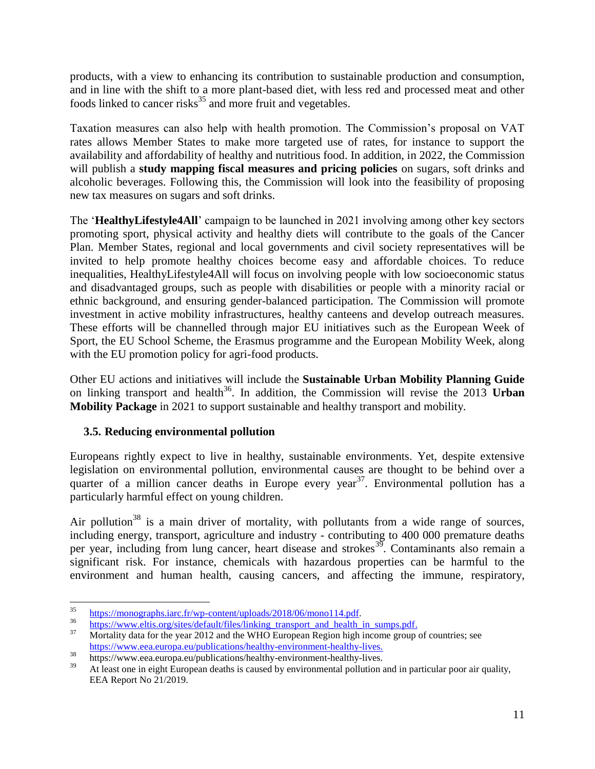products, with a view to enhancing its contribution to sustainable production and consumption, and in line with the shift to a more plant-based diet, with less red and processed meat and other foods linked to cancer risks[35] and more fruit and vegetables.

Taxation measures can also help with health promotion. The Commission's proposal on VAT rates allows Member States to make more targeted use of rates, for instance to support the availability and affordability of healthy and nutritious food. In addition, in 2022, the Commission will publish a **study mapping fiscal measures and pricing policies** on sugars, soft drinks and alcoholic beverages. Following this, the Commission will look into the feasibility of proposing new tax measures on sugars and soft drinks.

The '**HealthyLifestyle4All**' campaign to be launched in 2021 involving among other key sectors promoting sport, physical activity and healthy diets will contribute to the goals of the Cancer Plan. Member States, regional and local governments and civil society representatives will be invited to help promote healthy choices become easy and affordable choices. To reduce inequalities, HealthyLifestyle4All will focus on involving people with low socioeconomic status and disadvantaged groups, such as people with disabilities or people with a minority racial or ethnic background, and ensuring gender-balanced participation. The Commission will promote investment in active mobility infrastructures, healthy canteens and develop outreach measures. These efforts will be channelled through major EU initiatives such as the European Week of Sport, the EU School Scheme, the Erasmus programme and the European Mobility Week, along with the EU promotion policy for agri-food products.

Other EU actions and initiatives will include the **Sustainable Urban Mobility Planning Guide** on linking transport and health[36]. In addition, the Commission will revise the 2013 **Urban Mobility Package** in 2021 to support sustainable and healthy transport and mobility.

### 3.5. Reducing environmental pollution

Europeans rightly expect to live in healthy, sustainable environments. Yet, despite extensive legislation on environmental pollution, environmental causes are thought to be behind over a quarter of a million cancer deaths in Europe every year[37]. Environmental pollution has a particularly harmful effect on young children.

Air pollution[38] is a main driver of mortality, with pollutants from a wide range of sources, including energy, transport, agriculture and industry - contributing to 400 000 premature deaths per year, including from lung cancer, heart disease and strokes[39]. Contaminants also remain a significant risk. For instance, chemicals with hazardous properties can be harmful to the environment and human health, causing cancers, and affecting the immune, respiratory,

---

[35] https://monographs.iarc.fr/wp-content/uploads/2018/06/mono114.pdf.

[36] https://www.eltis.org/sites/default/files/linking_transport_and_health_in_sumps.pdf.

[37] Mortality data for the year 2012 and the WHO European Region high income group of countries; see https://www.eea.europa.eu/publications/healthy-environment-healthy-lives.

[38] https://www.eea.europa.eu/publications/healthy-environment-healthy-lives.

[39] At least one in eight European deaths is caused by environmental pollution and in particular poor air quality, EEA Report No 21/2019.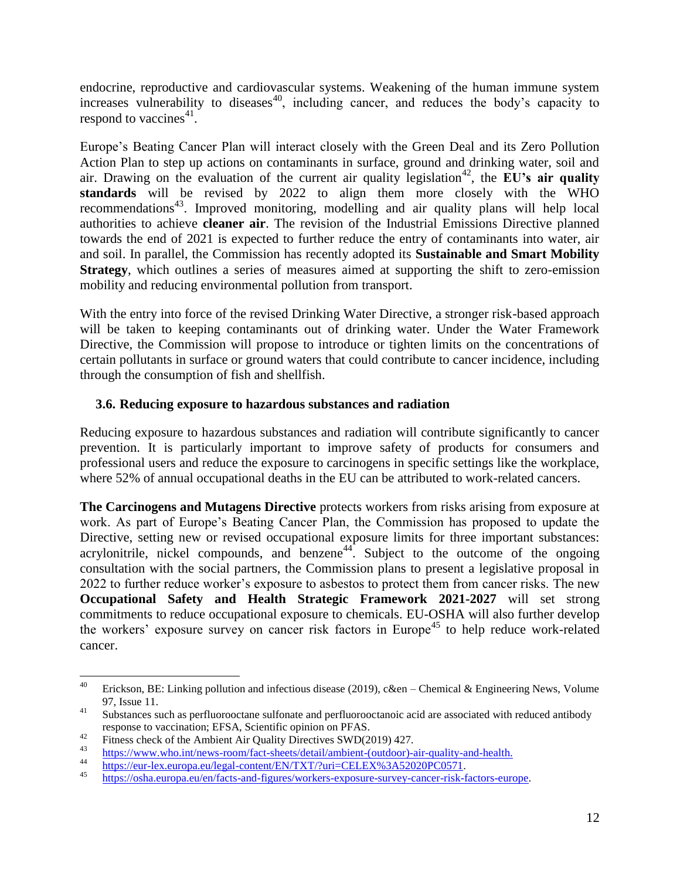endocrine, reproductive and cardiovascular systems. Weakening of the human immune system increases vulnerability to diseases[40], including cancer, and reduces the body's capacity to respond to vaccines[41].

Europe's Beating Cancer Plan will interact closely with the Green Deal and its Zero Pollution Action Plan to step up actions on contaminants in surface, ground and drinking water, soil and air. Drawing on the evaluation of the current air quality legislation[42], the **EU's air quality standards** will be revised by 2022 to align them more closely with the WHO recommendations[43]. Improved monitoring, modelling and air quality plans will help local authorities to achieve **cleaner air**. The revision of the Industrial Emissions Directive planned towards the end of 2021 is expected to further reduce the entry of contaminants into water, air and soil. In parallel, the Commission has recently adopted its **Sustainable and Smart Mobility Strategy**, which outlines a series of measures aimed at supporting the shift to zero-emission mobility and reducing environmental pollution from transport.

With the entry into force of the revised Drinking Water Directive, a stronger risk-based approach will be taken to keeping contaminants out of drinking water. Under the Water Framework Directive, the Commission will propose to introduce or tighten limits on the concentrations of certain pollutants in surface or ground waters that could contribute to cancer incidence, including through the consumption of fish and shellfish.

### 3.6. Reducing exposure to hazardous substances and radiation

Reducing exposure to hazardous substances and radiation will contribute significantly to cancer prevention. It is particularly important to improve safety of products for consumers and professional users and reduce the exposure to carcinogens in specific settings like the workplace, where 52% of annual occupational deaths in the EU can be attributed to work-related cancers.

**The Carcinogens and Mutagens Directive** protects workers from risks arising from exposure at work. As part of Europe's Beating Cancer Plan, the Commission has proposed to update the Directive, setting new or revised occupational exposure limits for three important substances: acrylonitrile, nickel compounds, and benzene[44]. Subject to the outcome of the ongoing consultation with the social partners, the Commission plans to present a legislative proposal in 2022 to further reduce worker's exposure to asbestos to protect them from cancer risks. The new **Occupational Safety and Health Strategic Framework 2021-2027** will set strong commitments to reduce occupational exposure to chemicals. EU-OSHA will also further develop the workers' exposure survey on cancer risk factors in Europe[45] to help reduce work-related cancer.

---

[40] Erickson, BE: Linking pollution and infectious disease (2019), c&en – Chemical & Engineering News, Volume 97, Issue 11.

[41] Substances such as perfluorooctane sulfonate and perfluorooctanoic acid are associated with reduced antibody response to vaccination; EFSA, Scientific opinion on PFAS.

[42] Fitness check of the Ambient Air Quality Directives SWD(2019) 427.

[43] https://www.who.int/news-room/fact-sheets/detail/ambient-(outdoor)-air-quality-and-health.

[44] https://eur-lex.europa.eu/legal-content/EN/TXT/?uri=CELEX%3A52020PC0571.

[45] https://osha.europa.eu/en/facts-and-figures/workers-exposure-survey-cancer-risk-factors-europe.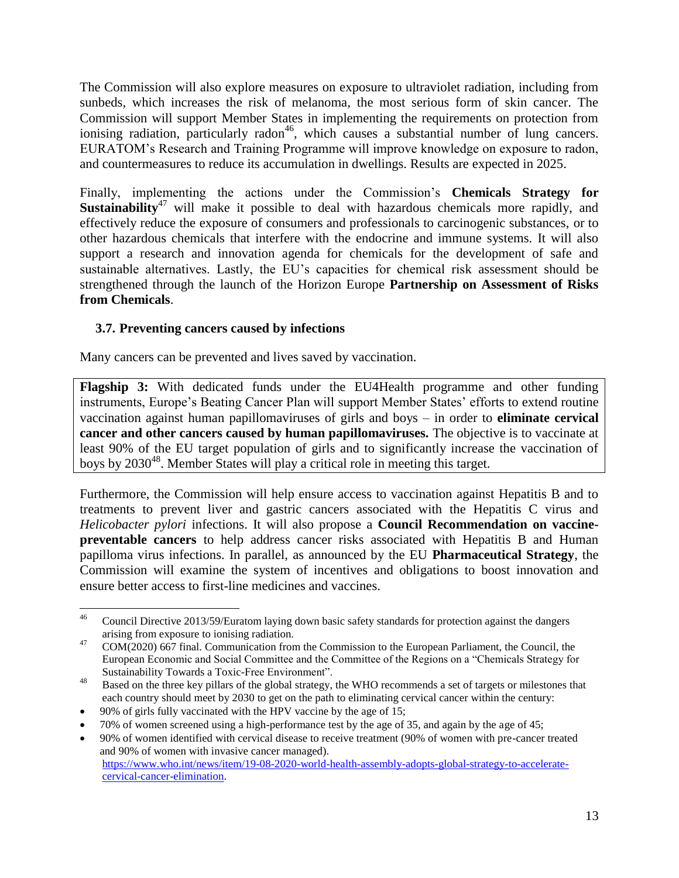The Commission will also explore measures on exposure to ultraviolet radiation, including from sunbeds, which increases the risk of melanoma, the most serious form of skin cancer. The Commission will support Member States in implementing the requirements on protection from ionising radiation, particularly radon[46], which causes a substantial number of lung cancers. EURATOM's Research and Training Programme will improve knowledge on exposure to radon, and countermeasures to reduce its accumulation in dwellings. Results are expected in 2025.

Finally, implementing the actions under the Commission's **Chemicals Strategy for Sustainability**[47] will make it possible to deal with hazardous chemicals more rapidly, and effectively reduce the exposure of consumers and professionals to carcinogenic substances, or to other hazardous chemicals that interfere with the endocrine and immune systems. It will also support a research and innovation agenda for chemicals for the development of safe and sustainable alternatives. Lastly, the EU's capacities for chemical risk assessment should be strengthened through the launch of the Horizon Europe **Partnership on Assessment of Risks from Chemicals**.

### 3.7. Preventing cancers caused by infections

Many cancers can be prevented and lives saved by vaccination.

> **Flagship 3:** With dedicated funds under the EU4Health programme and other funding instruments, Europe's Beating Cancer Plan will support Member States' efforts to extend routine vaccination against human papillomaviruses of girls and boys – in order to **eliminate cervical cancer and other cancers caused by human papillomaviruses.** The objective is to vaccinate at least 90% of the EU target population of girls and to significantly increase the vaccination of boys by 2030[48]. Member States will play a critical role in meeting this target.

Furthermore, the Commission will help ensure access to vaccination against Hepatitis B and to treatments to prevent liver and gastric cancers associated with the Hepatitis C virus and *Helicobacter pylori* infections. It will also propose a **Council Recommendation on vaccine-preventable cancers** to help address cancer risks associated with Hepatitis B and Human papilloma virus infections. In parallel, as announced by the EU **Pharmaceutical Strategy**, the Commission will examine the system of incentives and obligations to boost innovation and ensure better access to first-line medicines and vaccines.

---

[46] Council Directive 2013/59/Euratom laying down basic safety standards for protection against the dangers arising from exposure to ionising radiation.

[47] COM(2020) 667 final. Communication from the Commission to the European Parliament, the Council, the European Economic and Social Committee and the Committee of the Regions on a "Chemicals Strategy for Sustainability Towards a Toxic-Free Environment".

[48] Based on the three key pillars of the global strategy, the WHO recommends a set of targets or milestones that each country should meet by 2030 to get on the path to eliminating cervical cancer within the century:

- 90% of girls fully vaccinated with the HPV vaccine by the age of 15;
- 70% of women screened using a high-performance test by the age of 35, and again by the age of 45;
- 90% of women identified with cervical disease to receive treatment (90% of women with pre-cancer treated and 90% of women with invasive cancer managed).

https://www.who.int/news/item/19-08-2020-world-health-assembly-adopts-global-strategy-to-accelerate-cervical-cancer-elimination.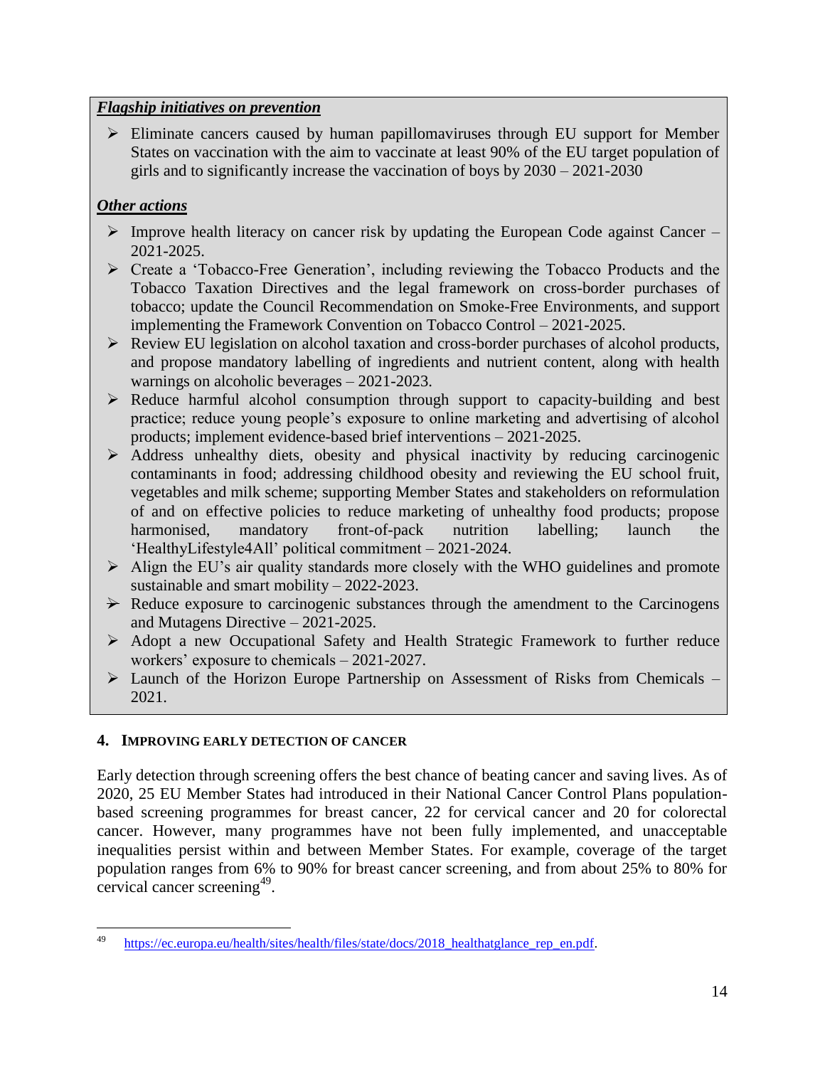***Flagship initiatives on prevention***

- Eliminate cancers caused by human papillomaviruses through EU support for Member States on vaccination with the aim to vaccinate at least 90% of the EU target population of girls and to significantly increase the vaccination of boys by 2030 – 2021-2030

***Other actions***

- Improve health literacy on cancer risk by updating the European Code against Cancer – 2021-2025.
- Create a 'Tobacco-Free Generation', including reviewing the Tobacco Products and the Tobacco Taxation Directives and the legal framework on cross-border purchases of tobacco; update the Council Recommendation on Smoke-Free Environments, and support implementing the Framework Convention on Tobacco Control – 2021-2025.
- Review EU legislation on alcohol taxation and cross-border purchases of alcohol products, and propose mandatory labelling of ingredients and nutrient content, along with health warnings on alcoholic beverages – 2021-2023.
- Reduce harmful alcohol consumption through support to capacity-building and best practice; reduce young people's exposure to online marketing and advertising of alcohol products; implement evidence-based brief interventions – 2021-2025.
- Address unhealthy diets, obesity and physical inactivity by reducing carcinogenic contaminants in food; addressing childhood obesity and reviewing the EU school fruit, vegetables and milk scheme; supporting Member States and stakeholders on reformulation of and on effective policies to reduce marketing of unhealthy food products; propose harmonised, mandatory front-of-pack nutrition labelling; launch the 'HealthyLifestyle4All' political commitment – 2021-2024.
- Align the EU's air quality standards more closely with the WHO guidelines and promote sustainable and smart mobility – 2022-2023.
- Reduce exposure to carcinogenic substances through the amendment to the Carcinogens and Mutagens Directive – 2021-2025.
- Adopt a new Occupational Safety and Health Strategic Framework to further reduce workers' exposure to chemicals – 2021-2027.
- Launch of the Horizon Europe Partnership on Assessment of Risks from Chemicals – 2021.

## 4. IMPROVING EARLY DETECTION OF CANCER

Early detection through screening offers the best chance of beating cancer and saving lives. As of 2020, 25 EU Member States had introduced in their National Cancer Control Plans population-based screening programmes for breast cancer, 22 for cervical cancer and 20 for colorectal cancer. However, many programmes have not been fully implemented, and unacceptable inequalities persist within and between Member States. For example, coverage of the target population ranges from 6% to 90% for breast cancer screening, and from about 25% to 80% for cervical cancer screening[49].

[49] https://ec.europa.eu/health/sites/health/files/state/docs/2018_healthatglance_rep_en.pdf.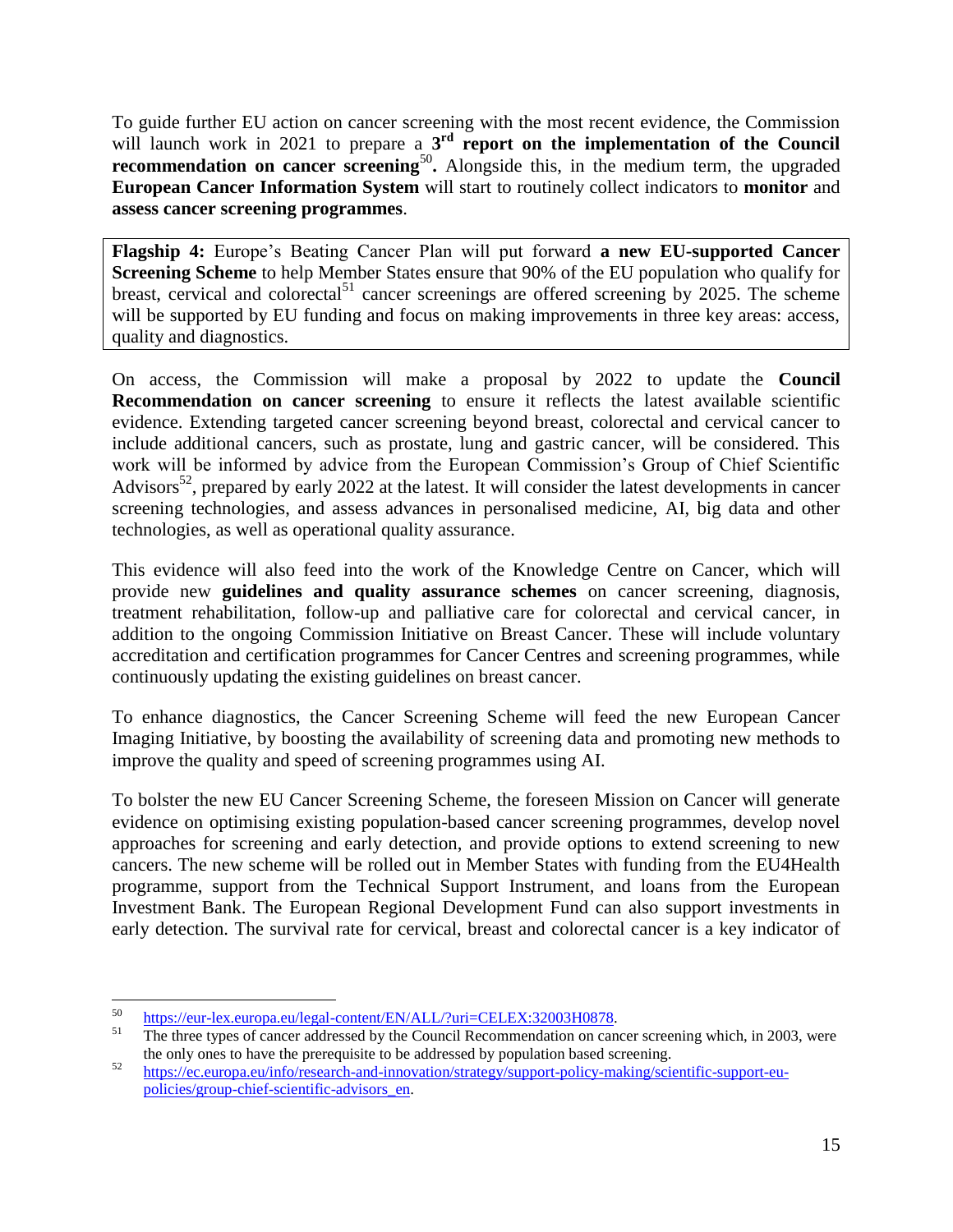To guide further EU action on cancer screening with the most recent evidence, the Commission will launch work in 2021 to prepare a **3rd report on the implementation of the Council recommendation on cancer screening**[50]**.** Alongside this, in the medium term, the upgraded **European Cancer Information System** will start to routinely collect indicators to **monitor** and **assess cancer screening programmes**.

> **Flagship 4:** Europe's Beating Cancer Plan will put forward **a new EU-supported Cancer Screening Scheme** to help Member States ensure that 90% of the EU population who qualify for breast, cervical and colorectal[51] cancer screenings are offered screening by 2025. The scheme will be supported by EU funding and focus on making improvements in three key areas: access, quality and diagnostics.

On access, the Commission will make a proposal by 2022 to update the **Council Recommendation on cancer screening** to ensure it reflects the latest available scientific evidence. Extending targeted cancer screening beyond breast, colorectal and cervical cancer to include additional cancers, such as prostate, lung and gastric cancer, will be considered. This work will be informed by advice from the European Commission's Group of Chief Scientific Advisors[52], prepared by early 2022 at the latest. It will consider the latest developments in cancer screening technologies, and assess advances in personalised medicine, AI, big data and other technologies, as well as operational quality assurance.

This evidence will also feed into the work of the Knowledge Centre on Cancer, which will provide new **guidelines and quality assurance schemes** on cancer screening, diagnosis, treatment rehabilitation, follow-up and palliative care for colorectal and cervical cancer, in addition to the ongoing Commission Initiative on Breast Cancer. These will include voluntary accreditation and certification programmes for Cancer Centres and screening programmes, while continuously updating the existing guidelines on breast cancer.

To enhance diagnostics, the Cancer Screening Scheme will feed the new European Cancer Imaging Initiative, by boosting the availability of screening data and promoting new methods to improve the quality and speed of screening programmes using AI.

To bolster the new EU Cancer Screening Scheme, the foreseen Mission on Cancer will generate evidence on optimising existing population-based cancer screening programmes, develop novel approaches for screening and early detection, and provide options to extend screening to new cancers. The new scheme will be rolled out in Member States with funding from the EU4Health programme, support from the Technical Support Instrument, and loans from the European Investment Bank. The European Regional Development Fund can also support investments in early detection. The survival rate for cervical, breast and colorectal cancer is a key indicator of

---

[50] https://eur-lex.europa.eu/legal-content/EN/ALL/?uri=CELEX:32003H0878.

[51] The three types of cancer addressed by the Council Recommendation on cancer screening which, in 2003, were the only ones to have the prerequisite to be addressed by population based screening.

[52] https://ec.europa.eu/info/research-and-innovation/strategy/support-policy-making/scientific-support-eu-policies/group-chief-scientific-advisors_en.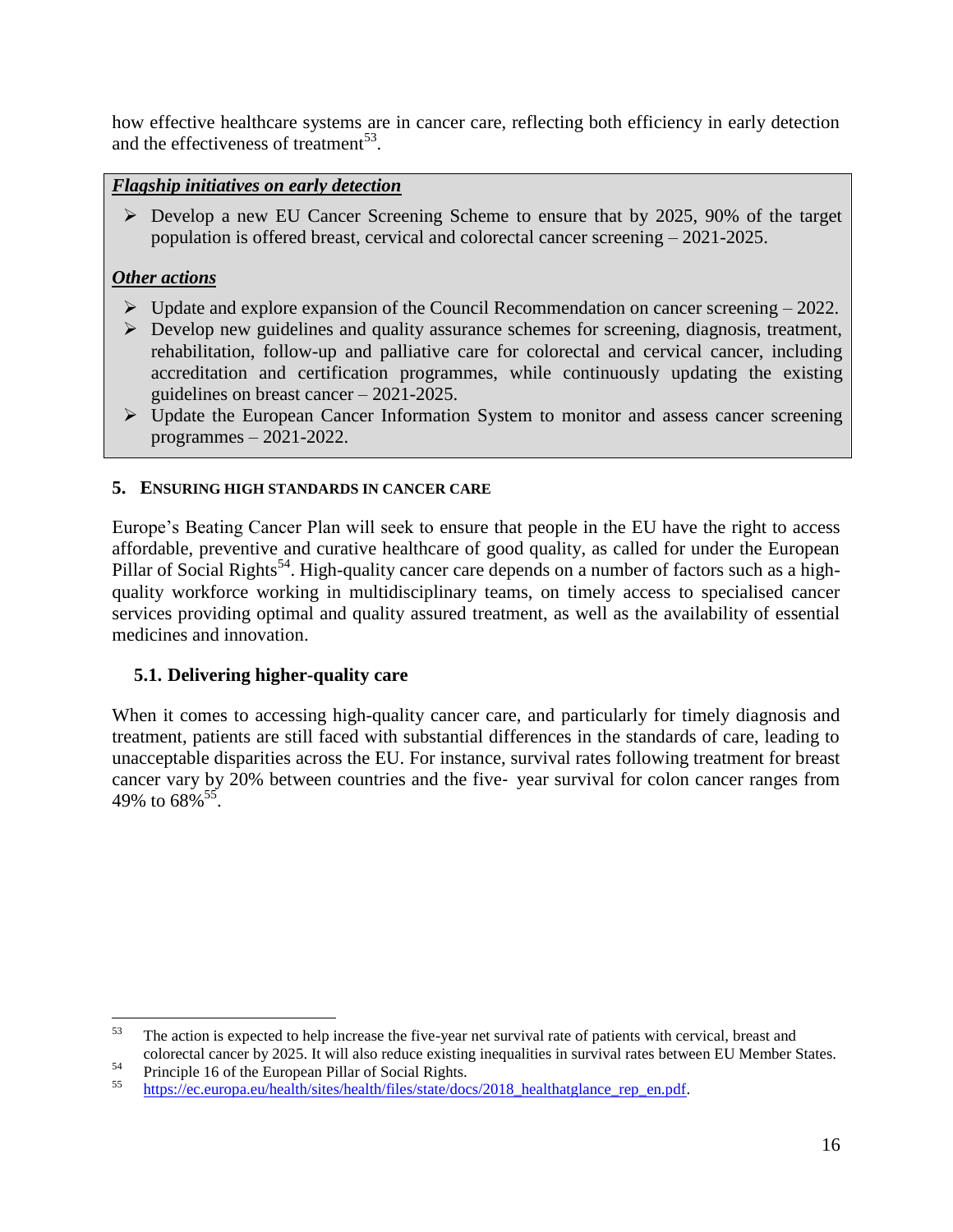how effective healthcare systems are in cancer care, reflecting both efficiency in early detection and the effectiveness of treatment[53].

***Flagship initiatives on early detection***

- Develop a new EU Cancer Screening Scheme to ensure that by 2025, 90% of the target population is offered breast, cervical and colorectal cancer screening – 2021-2025.

***Other actions***

- Update and explore expansion of the Council Recommendation on cancer screening – 2022.
- Develop new guidelines and quality assurance schemes for screening, diagnosis, treatment, rehabilitation, follow-up and palliative care for colorectal and cervical cancer, including accreditation and certification programmes, while continuously updating the existing guidelines on breast cancer – 2021-2025.
- Update the European Cancer Information System to monitor and assess cancer screening programmes – 2021-2022.

## 5. ENSURING HIGH STANDARDS IN CANCER CARE

Europe's Beating Cancer Plan will seek to ensure that people in the EU have the right to access affordable, preventive and curative healthcare of good quality, as called for under the European Pillar of Social Rights[54]. High-quality cancer care depends on a number of factors such as a high-quality workforce working in multidisciplinary teams, on timely access to specialised cancer services providing optimal and quality assured treatment, as well as the availability of essential medicines and innovation.

### 5.1. Delivering higher-quality care

When it comes to accessing high-quality cancer care, and particularly for timely diagnosis and treatment, patients are still faced with substantial differences in the standards of care, leading to unacceptable disparities across the EU. For instance, survival rates following treatment for breast cancer vary by 20% between countries and the five- year survival for colon cancer ranges from 49% to 68%[55].

---

[53] The action is expected to help increase the five-year net survival rate of patients with cervical, breast and colorectal cancer by 2025. It will also reduce existing inequalities in survival rates between EU Member States.

[54] Principle 16 of the European Pillar of Social Rights.

[55] https://ec.europa.eu/health/sites/health/files/state/docs/2018_healthatglance_rep_en.pdf.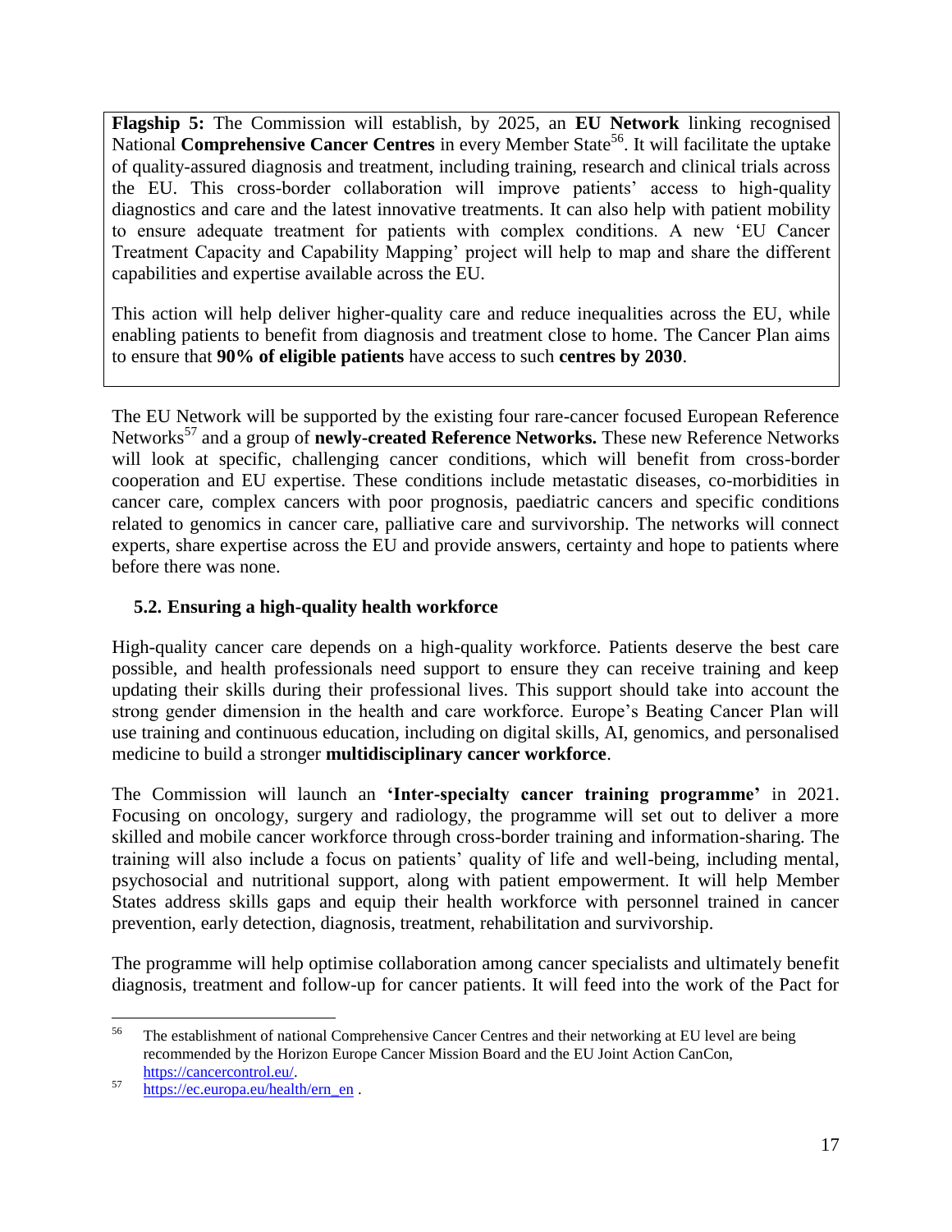**Flagship 5:** The Commission will establish, by 2025, an **EU Network** linking recognised National **Comprehensive Cancer Centres** in every Member State[56]. It will facilitate the uptake of quality-assured diagnosis and treatment, including training, research and clinical trials across the EU. This cross-border collaboration will improve patients' access to high-quality diagnostics and care and the latest innovative treatments. It can also help with patient mobility to ensure adequate treatment for patients with complex conditions. A new 'EU Cancer Treatment Capacity and Capability Mapping' project will help to map and share the different capabilities and expertise available across the EU.

This action will help deliver higher-quality care and reduce inequalities across the EU, while enabling patients to benefit from diagnosis and treatment close to home. The Cancer Plan aims to ensure that **90% of eligible patients** have access to such **centres by 2030**.

The EU Network will be supported by the existing four rare-cancer focused European Reference Networks[57] and a group of **newly-created Reference Networks.** These new Reference Networks will look at specific, challenging cancer conditions, which will benefit from cross-border cooperation and EU expertise. These conditions include metastatic diseases, co-morbidities in cancer care, complex cancers with poor prognosis, paediatric cancers and specific conditions related to genomics in cancer care, palliative care and survivorship. The networks will connect experts, share expertise across the EU and provide answers, certainty and hope to patients where before there was none.

### 5.2. Ensuring a high-quality health workforce

High-quality cancer care depends on a high-quality workforce. Patients deserve the best care possible, and health professionals need support to ensure they can receive training and keep updating their skills during their professional lives. This support should take into account the strong gender dimension in the health and care workforce. Europe's Beating Cancer Plan will use training and continuous education, including on digital skills, AI, genomics, and personalised medicine to build a stronger **multidisciplinary cancer workforce**.

The Commission will launch an **'Inter-specialty cancer training programme'** in 2021. Focusing on oncology, surgery and radiology, the programme will set out to deliver a more skilled and mobile cancer workforce through cross-border training and information-sharing. The training will also include a focus on patients' quality of life and well-being, including mental, psychosocial and nutritional support, along with patient empowerment. It will help Member States address skills gaps and equip their health workforce with personnel trained in cancer prevention, early detection, diagnosis, treatment, rehabilitation and survivorship.

The programme will help optimise collaboration among cancer specialists and ultimately benefit diagnosis, treatment and follow-up for cancer patients. It will feed into the work of the Pact for

---

[56] The establishment of national Comprehensive Cancer Centres and their networking at EU level are being recommended by the Horizon Europe Cancer Mission Board and the EU Joint Action CanCon, https://cancercontrol.eu/.

[57] https://ec.europa.eu/health/ern_en .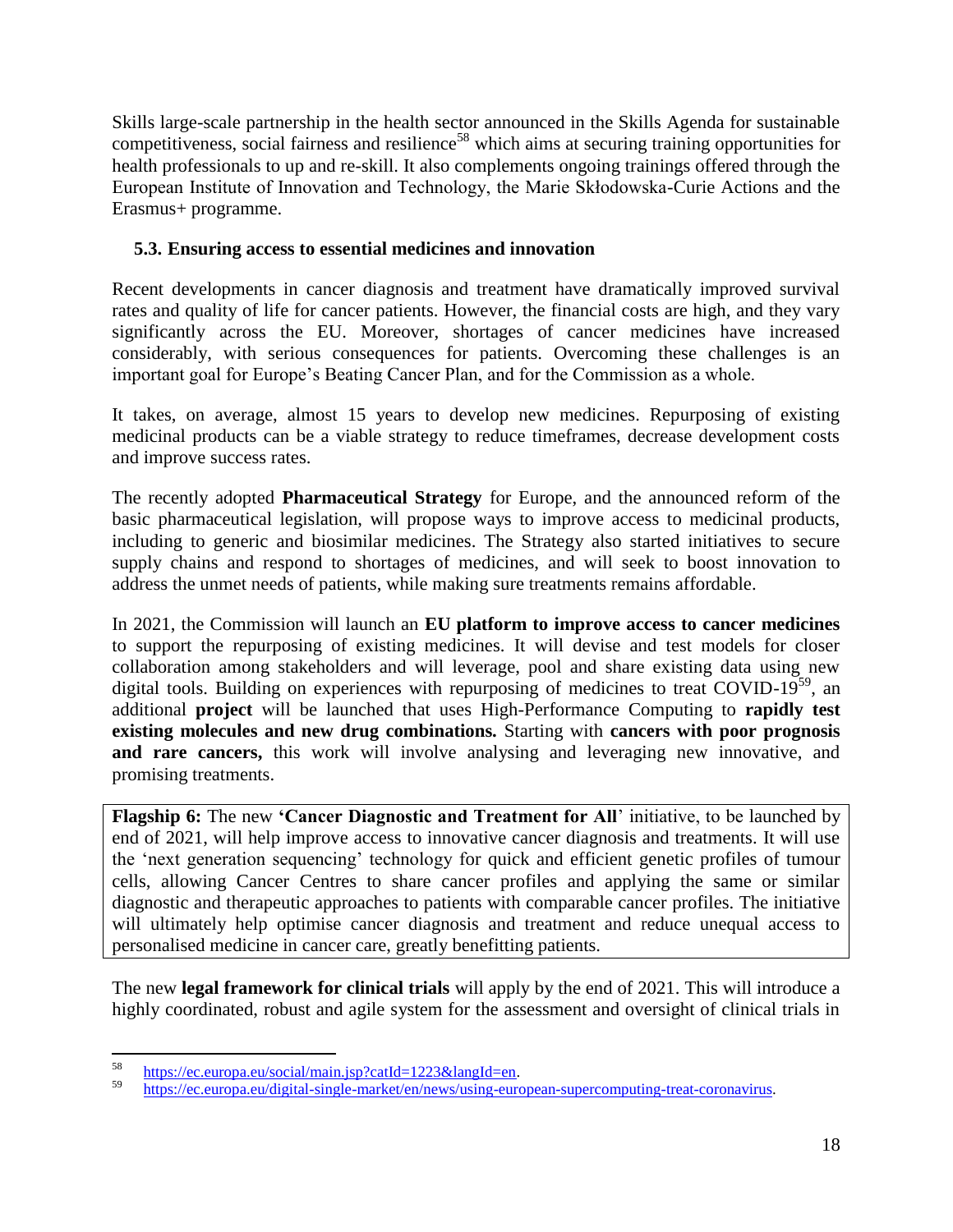Skills large-scale partnership in the health sector announced in the Skills Agenda for sustainable competitiveness, social fairness and resilience[58] which aims at securing training opportunities for health professionals to up and re-skill. It also complements ongoing trainings offered through the European Institute of Innovation and Technology, the Marie Skłodowska-Curie Actions and the Erasmus+ programme.

### 5.3. Ensuring access to essential medicines and innovation

Recent developments in cancer diagnosis and treatment have dramatically improved survival rates and quality of life for cancer patients. However, the financial costs are high, and they vary significantly across the EU. Moreover, shortages of cancer medicines have increased considerably, with serious consequences for patients. Overcoming these challenges is an important goal for Europe's Beating Cancer Plan, and for the Commission as a whole.

It takes, on average, almost 15 years to develop new medicines. Repurposing of existing medicinal products can be a viable strategy to reduce timeframes, decrease development costs and improve success rates.

The recently adopted **Pharmaceutical Strategy** for Europe, and the announced reform of the basic pharmaceutical legislation, will propose ways to improve access to medicinal products, including to generic and biosimilar medicines. The Strategy also started initiatives to secure supply chains and respond to shortages of medicines, and will seek to boost innovation to address the unmet needs of patients, while making sure treatments remains affordable.

In 2021, the Commission will launch an **EU platform to improve access to cancer medicines** to support the repurposing of existing medicines. It will devise and test models for closer collaboration among stakeholders and will leverage, pool and share existing data using new digital tools. Building on experiences with repurposing of medicines to treat COVID-19[59], an additional **project** will be launched that uses High-Performance Computing to **rapidly test existing molecules and new drug combinations.** Starting with **cancers with poor prognosis and rare cancers,** this work will involve analysing and leveraging new innovative, and promising treatments.

**Flagship 6:** The new **'Cancer Diagnostic and Treatment for All**' initiative, to be launched by end of 2021, will help improve access to innovative cancer diagnosis and treatments. It will use the 'next generation sequencing' technology for quick and efficient genetic profiles of tumour cells, allowing Cancer Centres to share cancer profiles and applying the same or similar diagnostic and therapeutic approaches to patients with comparable cancer profiles. The initiative will ultimately help optimise cancer diagnosis and treatment and reduce unequal access to personalised medicine in cancer care, greatly benefitting patients.

The new **legal framework for clinical trials** will apply by the end of 2021. This will introduce a highly coordinated, robust and agile system for the assessment and oversight of clinical trials in

---

[58] https://ec.europa.eu/social/main.jsp?catId=1223&langId=en.

[59] https://ec.europa.eu/digital-single-market/en/news/using-european-supercomputing-treat-coronavirus.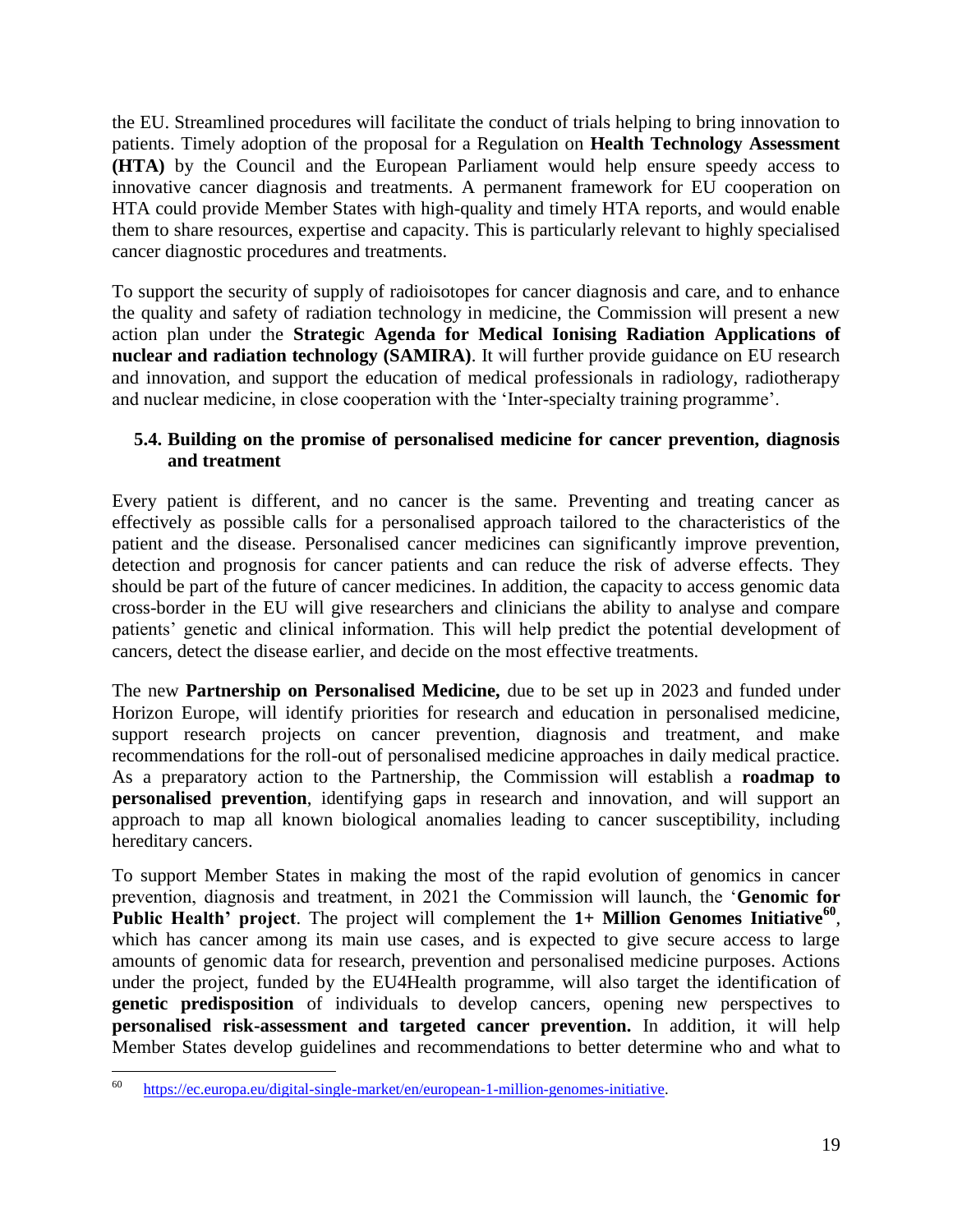the EU. Streamlined procedures will facilitate the conduct of trials helping to bring innovation to patients. Timely adoption of the proposal for a Regulation on **Health Technology Assessment (HTA)** by the Council and the European Parliament would help ensure speedy access to innovative cancer diagnosis and treatments. A permanent framework for EU cooperation on HTA could provide Member States with high-quality and timely HTA reports, and would enable them to share resources, expertise and capacity. This is particularly relevant to highly specialised cancer diagnostic procedures and treatments.

To support the security of supply of radioisotopes for cancer diagnosis and care, and to enhance the quality and safety of radiation technology in medicine, the Commission will present a new action plan under the **Strategic Agenda for Medical Ionising Radiation Applications of nuclear and radiation technology (SAMIRA)**. It will further provide guidance on EU research and innovation, and support the education of medical professionals in radiology, radiotherapy and nuclear medicine, in close cooperation with the 'Inter-specialty training programme'.

### 5.4. Building on the promise of personalised medicine for cancer prevention, diagnosis and treatment

Every patient is different, and no cancer is the same. Preventing and treating cancer as effectively as possible calls for a personalised approach tailored to the characteristics of the patient and the disease. Personalised cancer medicines can significantly improve prevention, detection and prognosis for cancer patients and can reduce the risk of adverse effects. They should be part of the future of cancer medicines. In addition, the capacity to access genomic data cross-border in the EU will give researchers and clinicians the ability to analyse and compare patients' genetic and clinical information. This will help predict the potential development of cancers, detect the disease earlier, and decide on the most effective treatments.

The new **Partnership on Personalised Medicine,** due to be set up in 2023 and funded under Horizon Europe, will identify priorities for research and education in personalised medicine, support research projects on cancer prevention, diagnosis and treatment, and make recommendations for the roll-out of personalised medicine approaches in daily medical practice. As a preparatory action to the Partnership, the Commission will establish a **roadmap to personalised prevention**, identifying gaps in research and innovation, and will support an approach to map all known biological anomalies leading to cancer susceptibility, including hereditary cancers.

To support Member States in making the most of the rapid evolution of genomics in cancer prevention, diagnosis and treatment, in 2021 the Commission will launch, the '**Genomic for Public Health' project**. The project will complement the **1+ Million Genomes Initiative**[60], which has cancer among its main use cases, and is expected to give secure access to large amounts of genomic data for research, prevention and personalised medicine purposes. Actions under the project, funded by the EU4Health programme, will also target the identification of **genetic predisposition** of individuals to develop cancers, opening new perspectives to **personalised risk-assessment and targeted cancer prevention.** In addition, it will help Member States develop guidelines and recommendations to better determine who and what to

---

[60] https://ec.europa.eu/digital-single-market/en/european-1-million-genomes-initiative.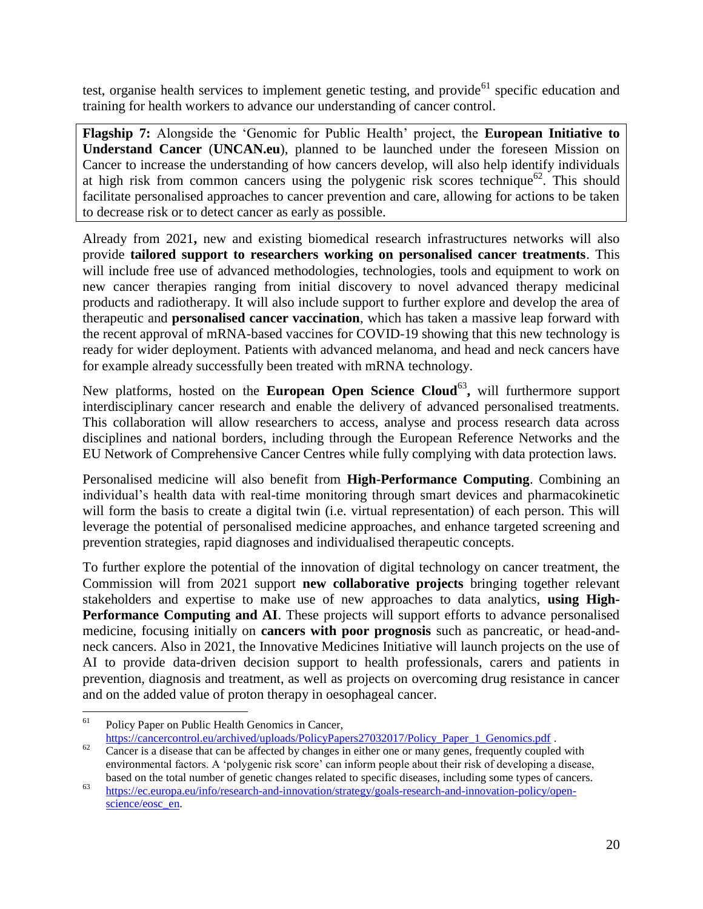test, organise health services to implement genetic testing, and provide[61] specific education and training for health workers to advance our understanding of cancer control.

**Flagship 7:** Alongside the 'Genomic for Public Health' project, the **European Initiative to Understand Cancer** (**UNCAN.eu**), planned to be launched under the foreseen Mission on Cancer to increase the understanding of how cancers develop, will also help identify individuals at high risk from common cancers using the polygenic risk scores technique[62]. This should facilitate personalised approaches to cancer prevention and care, allowing for actions to be taken to decrease risk or to detect cancer as early as possible.

Already from 2021**,** new and existing biomedical research infrastructures networks will also provide **tailored support to researchers working on personalised cancer treatments**. This will include free use of advanced methodologies, technologies, tools and equipment to work on new cancer therapies ranging from initial discovery to novel advanced therapy medicinal products and radiotherapy. It will also include support to further explore and develop the area of therapeutic and **personalised cancer vaccination**, which has taken a massive leap forward with the recent approval of mRNA-based vaccines for COVID-19 showing that this new technology is ready for wider deployment. Patients with advanced melanoma, and head and neck cancers have for example already successfully been treated with mRNA technology.

New platforms, hosted on the **European Open Science Cloud**[63]**,** will furthermore support interdisciplinary cancer research and enable the delivery of advanced personalised treatments. This collaboration will allow researchers to access, analyse and process research data across disciplines and national borders, including through the European Reference Networks and the EU Network of Comprehensive Cancer Centres while fully complying with data protection laws.

Personalised medicine will also benefit from **High-Performance Computing**. Combining an individual's health data with real-time monitoring through smart devices and pharmacokinetic will form the basis to create a digital twin (i.e. virtual representation) of each person. This will leverage the potential of personalised medicine approaches, and enhance targeted screening and prevention strategies, rapid diagnoses and individualised therapeutic concepts.

To further explore the potential of the innovation of digital technology on cancer treatment, the Commission will from 2021 support **new collaborative projects** bringing together relevant stakeholders and expertise to make use of new approaches to data analytics, **using High-Performance Computing and AI**. These projects will support efforts to advance personalised medicine, focusing initially on **cancers with poor prognosis** such as pancreatic, or head-and-neck cancers. Also in 2021, the Innovative Medicines Initiative will launch projects on the use of AI to provide data-driven decision support to health professionals, carers and patients in prevention, diagnosis and treatment, as well as projects on overcoming drug resistance in cancer and on the added value of proton therapy in oesophageal cancer.

---

[61] Policy Paper on Public Health Genomics in Cancer, https://cancercontrol.eu/archived/uploads/PolicyPapers27032017/Policy_Paper_1_Genomics.pdf .

[62] Cancer is a disease that can be affected by changes in either one or many genes, frequently coupled with environmental factors. A 'polygenic risk score' can inform people about their risk of developing a disease, based on the total number of genetic changes related to specific diseases, including some types of cancers.

[63] https://ec.europa.eu/info/research-and-innovation/strategy/goals-research-and-innovation-policy/open-science/eosc_en.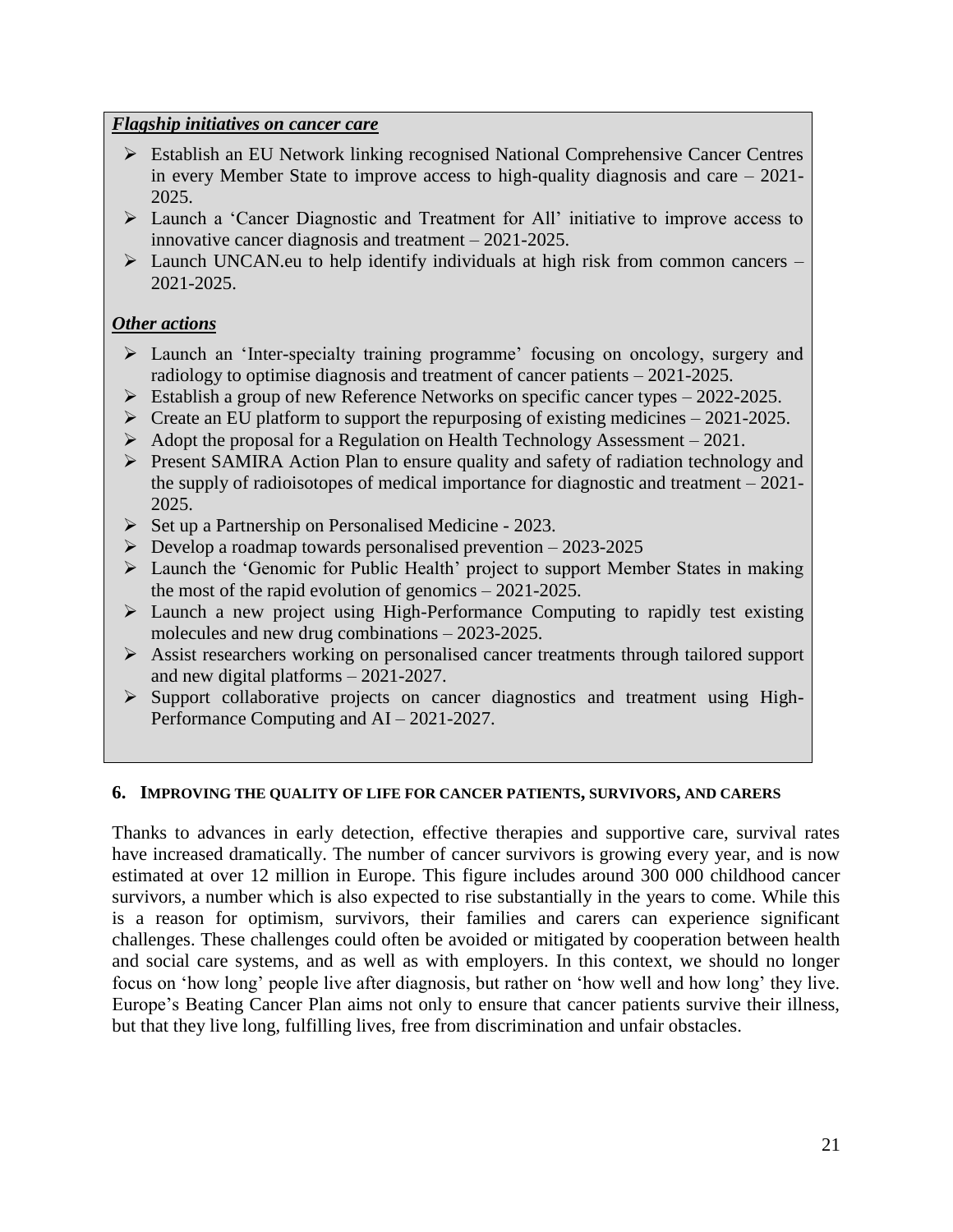***Flagship initiatives on cancer care***

- Establish an EU Network linking recognised National Comprehensive Cancer Centres in every Member State to improve access to high-quality diagnosis and care – 2021-2025.
- Launch a 'Cancer Diagnostic and Treatment for All' initiative to improve access to innovative cancer diagnosis and treatment – 2021-2025.
- Launch UNCAN.eu to help identify individuals at high risk from common cancers – 2021-2025.

***Other actions***

- Launch an 'Inter-specialty training programme' focusing on oncology, surgery and radiology to optimise diagnosis and treatment of cancer patients – 2021-2025.
- Establish a group of new Reference Networks on specific cancer types – 2022-2025.
- Create an EU platform to support the repurposing of existing medicines – 2021-2025.
- Adopt the proposal for a Regulation on Health Technology Assessment – 2021.
- Present SAMIRA Action Plan to ensure quality and safety of radiation technology and the supply of radioisotopes of medical importance for diagnostic and treatment – 2021-2025.
- Set up a Partnership on Personalised Medicine - 2023.
- Develop a roadmap towards personalised prevention – 2023-2025
- Launch the 'Genomic for Public Health' project to support Member States in making the most of the rapid evolution of genomics – 2021-2025.
- Launch a new project using High-Performance Computing to rapidly test existing molecules and new drug combinations – 2023-2025.
- Assist researchers working on personalised cancer treatments through tailored support and new digital platforms – 2021-2027.
- Support collaborative projects on cancer diagnostics and treatment using High-Performance Computing and AI – 2021-2027.

## 6. Improving the quality of life for cancer patients, survivors, and carers

Thanks to advances in early detection, effective therapies and supportive care, survival rates have increased dramatically. The number of cancer survivors is growing every year, and is now estimated at over 12 million in Europe. This figure includes around 300 000 childhood cancer survivors, a number which is also expected to rise substantially in the years to come. While this is a reason for optimism, survivors, their families and carers can experience significant challenges. These challenges could often be avoided or mitigated by cooperation between health and social care systems, and as well as with employers. In this context, we should no longer focus on 'how long' people live after diagnosis, but rather on 'how well and how long' they live. Europe's Beating Cancer Plan aims not only to ensure that cancer patients survive their illness, but that they live long, fulfilling lives, free from discrimination and unfair obstacles.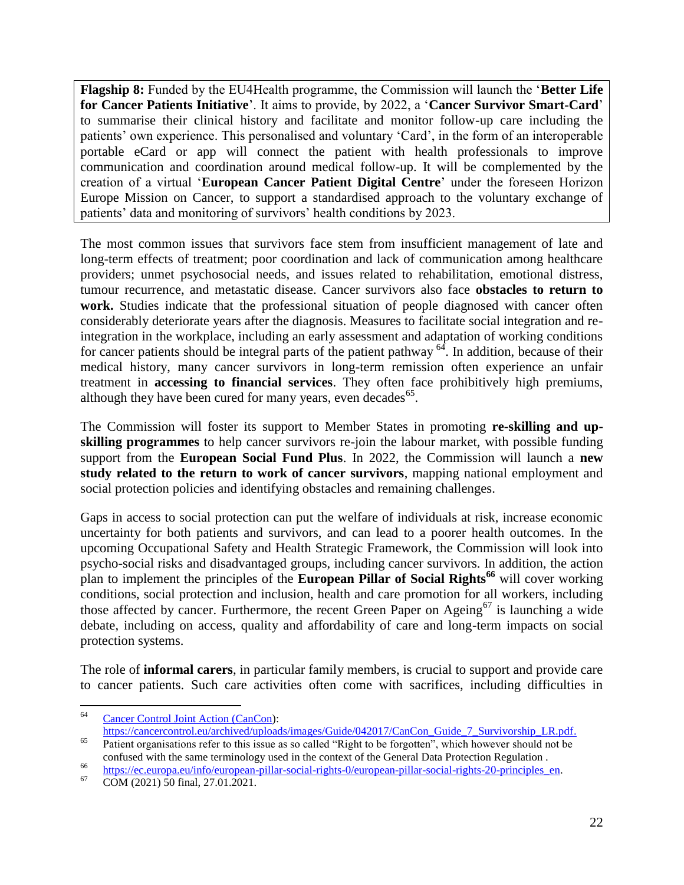> **Flagship 8:** Funded by the EU4Health programme, the Commission will launch the '**Better Life for Cancer Patients Initiative**'. It aims to provide, by 2022, a '**Cancer Survivor Smart-Card**' to summarise their clinical history and facilitate and monitor follow-up care including the patients' own experience. This personalised and voluntary 'Card', in the form of an interoperable portable eCard or app will connect the patient with health professionals to improve communication and coordination around medical follow-up. It will be complemented by the creation of a virtual '**European Cancer Patient Digital Centre**' under the foreseen Horizon Europe Mission on Cancer, to support a standardised approach to the voluntary exchange of patients' data and monitoring of survivors' health conditions by 2023.

The most common issues that survivors face stem from insufficient management of late and long-term effects of treatment; poor coordination and lack of communication among healthcare providers; unmet psychosocial needs, and issues related to rehabilitation, emotional distress, tumour recurrence, and metastatic disease. Cancer survivors also face **obstacles to return to work.** Studies indicate that the professional situation of people diagnosed with cancer often considerably deteriorate years after the diagnosis. Measures to facilitate social integration and re-integration in the workplace, including an early assessment and adaptation of working conditions for cancer patients should be integral parts of the patient pathway [64]. In addition, because of their medical history, many cancer survivors in long-term remission often experience an unfair treatment in **accessing to financial services**. They often face prohibitively high premiums, although they have been cured for many years, even decades[65].

The Commission will foster its support to Member States in promoting **re-skilling and up-skilling programmes** to help cancer survivors re-join the labour market, with possible funding support from the **European Social Fund Plus**. In 2022, the Commission will launch a **new study related to the return to work of cancer survivors**, mapping national employment and social protection policies and identifying obstacles and remaining challenges.

Gaps in access to social protection can put the welfare of individuals at risk, increase economic uncertainty for both patients and survivors, and can lead to a poorer health outcomes. In the upcoming Occupational Safety and Health Strategic Framework, the Commission will look into psycho-social risks and disadvantaged groups, including cancer survivors. In addition, the action plan to implement the principles of the **European Pillar of Social Rights**[66] will cover working conditions, social protection and inclusion, health and care promotion for all workers, including those affected by cancer. Furthermore, the recent Green Paper on Ageing[67] is launching a wide debate, including on access, quality and affordability of care and long-term impacts on social protection systems.

The role of **informal carers**, in particular family members, is crucial to support and provide care to cancer patients. Such care activities often come with sacrifices, including difficulties in

---

[64] Cancer Control Joint Action (CanCon): https://cancercontrol.eu/archived/uploads/images/Guide/042017/CanCon_Guide_7_Survivorship_LR.pdf.

[65] Patient organisations refer to this issue as so called "Right to be forgotten", which however should not be confused with the same terminology used in the context of the General Data Protection Regulation .

[66] https://ec.europa.eu/info/european-pillar-social-rights-0/european-pillar-social-rights-20-principles_en.

[67] COM (2021) 50 final, 27.01.2021.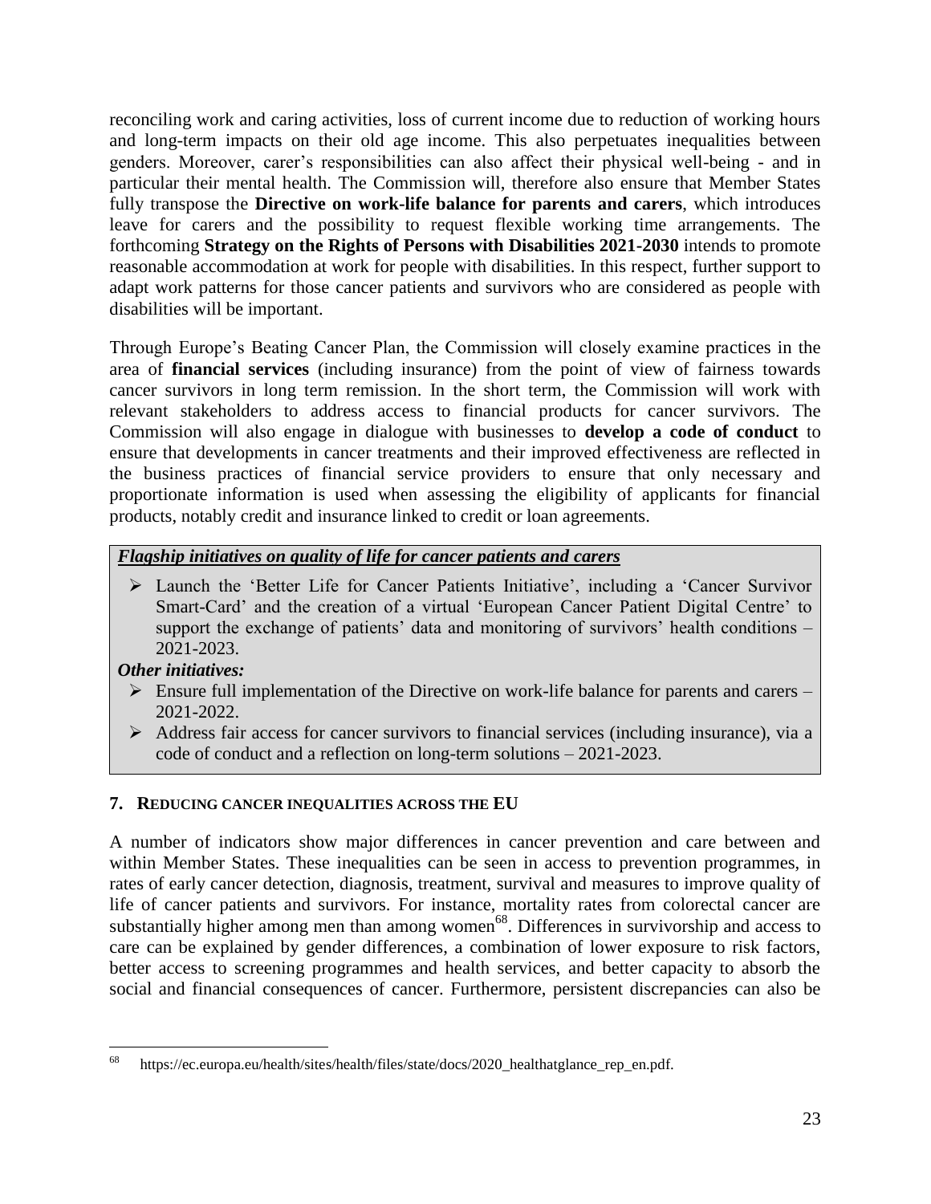reconciling work and caring activities, loss of current income due to reduction of working hours and long-term impacts on their old age income. This also perpetuates inequalities between genders. Moreover, carer's responsibilities can also affect their physical well-being - and in particular their mental health. The Commission will, therefore also ensure that Member States fully transpose the **Directive on work-life balance for parents and carers**, which introduces leave for carers and the possibility to request flexible working time arrangements. The forthcoming **Strategy on the Rights of Persons with Disabilities 2021-2030** intends to promote reasonable accommodation at work for people with disabilities. In this respect, further support to adapt work patterns for those cancer patients and survivors who are considered as people with disabilities will be important.

Through Europe's Beating Cancer Plan, the Commission will closely examine practices in the area of **financial services** (including insurance) from the point of view of fairness towards cancer survivors in long term remission. In the short term, the Commission will work with relevant stakeholders to address access to financial products for cancer survivors. The Commission will also engage in dialogue with businesses to **develop a code of conduct** to ensure that developments in cancer treatments and their improved effectiveness are reflected in the business practices of financial service providers to ensure that only necessary and proportionate information is used when assessing the eligibility of applicants for financial products, notably credit and insurance linked to credit or loan agreements.

***Flagship initiatives on quality of life for cancer patients and carers***

- Launch the 'Better Life for Cancer Patients Initiative', including a 'Cancer Survivor Smart-Card' and the creation of a virtual 'European Cancer Patient Digital Centre' to support the exchange of patients' data and monitoring of survivors' health conditions – 2021-2023.

***Other initiatives:***

- Ensure full implementation of the Directive on work-life balance for parents and carers – 2021-2022.
- Address fair access for cancer survivors to financial services (including insurance), via a code of conduct and a reflection on long-term solutions – 2021-2023.

## 7. REDUCING CANCER INEQUALITIES ACROSS THE EU

A number of indicators show major differences in cancer prevention and care between and within Member States. These inequalities can be seen in access to prevention programmes, in rates of early cancer detection, diagnosis, treatment, survival and measures to improve quality of life of cancer patients and survivors. For instance, mortality rates from colorectal cancer are substantially higher among men than among women[68]. Differences in survivorship and access to care can be explained by gender differences, a combination of lower exposure to risk factors, better access to screening programmes and health services, and better capacity to absorb the social and financial consequences of cancer. Furthermore, persistent discrepancies can also be

[68] https://ec.europa.eu/health/sites/health/files/state/docs/2020_healthatglance_rep_en.pdf.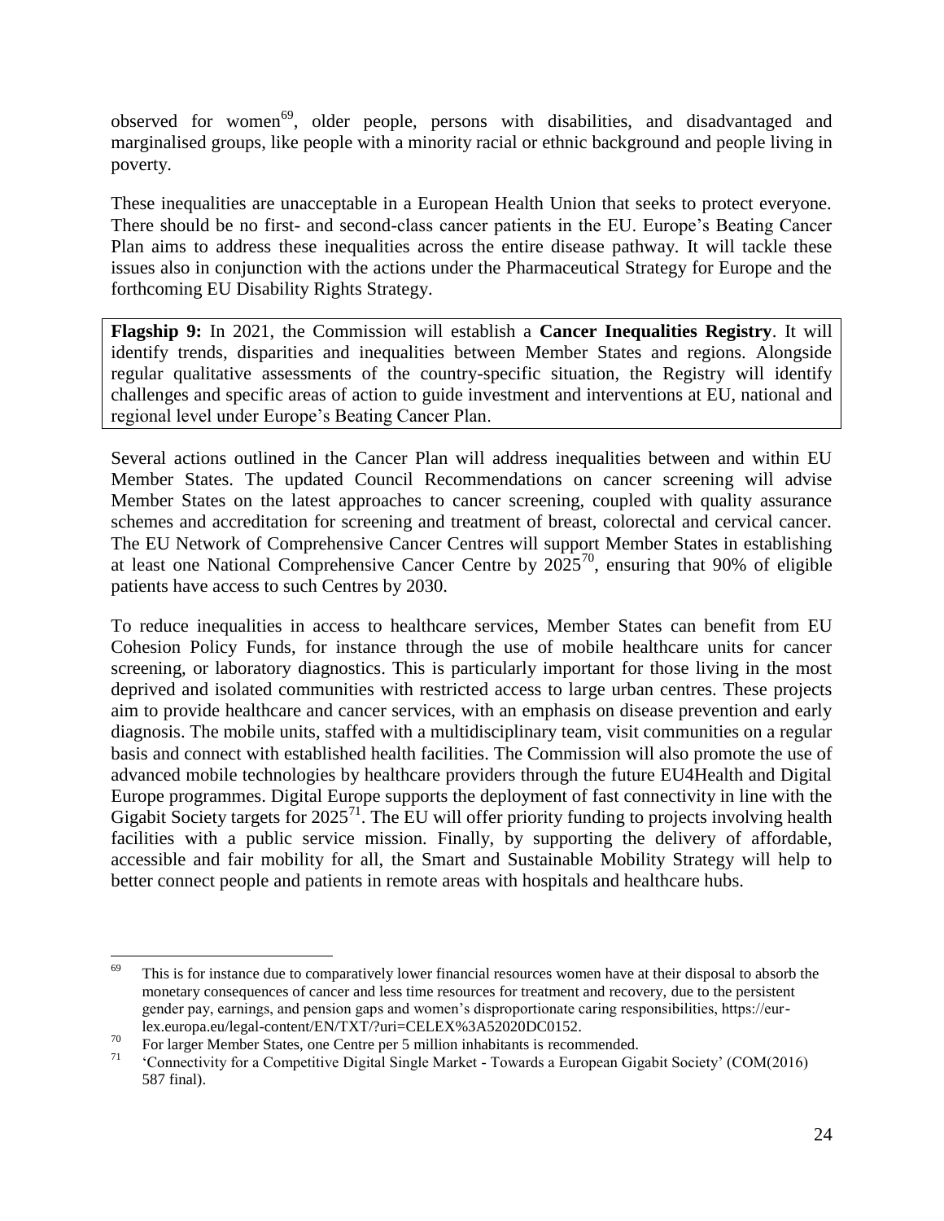observed for women[69], older people, persons with disabilities, and disadvantaged and marginalised groups, like people with a minority racial or ethnic background and people living in poverty.

These inequalities are unacceptable in a European Health Union that seeks to protect everyone. There should be no first- and second-class cancer patients in the EU. Europe's Beating Cancer Plan aims to address these inequalities across the entire disease pathway. It will tackle these issues also in conjunction with the actions under the Pharmaceutical Strategy for Europe and the forthcoming EU Disability Rights Strategy.

> **Flagship 9:** In 2021, the Commission will establish a **Cancer Inequalities Registry**. It will identify trends, disparities and inequalities between Member States and regions. Alongside regular qualitative assessments of the country-specific situation, the Registry will identify challenges and specific areas of action to guide investment and interventions at EU, national and regional level under Europe's Beating Cancer Plan.

Several actions outlined in the Cancer Plan will address inequalities between and within EU Member States. The updated Council Recommendations on cancer screening will advise Member States on the latest approaches to cancer screening, coupled with quality assurance schemes and accreditation for screening and treatment of breast, colorectal and cervical cancer. The EU Network of Comprehensive Cancer Centres will support Member States in establishing at least one National Comprehensive Cancer Centre by 2025[70], ensuring that 90% of eligible patients have access to such Centres by 2030.

To reduce inequalities in access to healthcare services, Member States can benefit from EU Cohesion Policy Funds, for instance through the use of mobile healthcare units for cancer screening, or laboratory diagnostics. This is particularly important for those living in the most deprived and isolated communities with restricted access to large urban centres. These projects aim to provide healthcare and cancer services, with an emphasis on disease prevention and early diagnosis. The mobile units, staffed with a multidisciplinary team, visit communities on a regular basis and connect with established health facilities. The Commission will also promote the use of advanced mobile technologies by healthcare providers through the future EU4Health and Digital Europe programmes. Digital Europe supports the deployment of fast connectivity in line with the Gigabit Society targets for 2025[71]. The EU will offer priority funding to projects involving health facilities with a public service mission. Finally, by supporting the delivery of affordable, accessible and fair mobility for all, the Smart and Sustainable Mobility Strategy will help to better connect people and patients in remote areas with hospitals and healthcare hubs.

---

[69] This is for instance due to comparatively lower financial resources women have at their disposal to absorb the monetary consequences of cancer and less time resources for treatment and recovery, due to the persistent gender pay, earnings, and pension gaps and women's disproportionate caring responsibilities, https://eur-lex.europa.eu/legal-content/EN/TXT/?uri=CELEX%3A52020DC0152.

[70] For larger Member States, one Centre per 5 million inhabitants is recommended.

[71] 'Connectivity for a Competitive Digital Single Market - Towards a European Gigabit Society' (COM(2016) 587 final).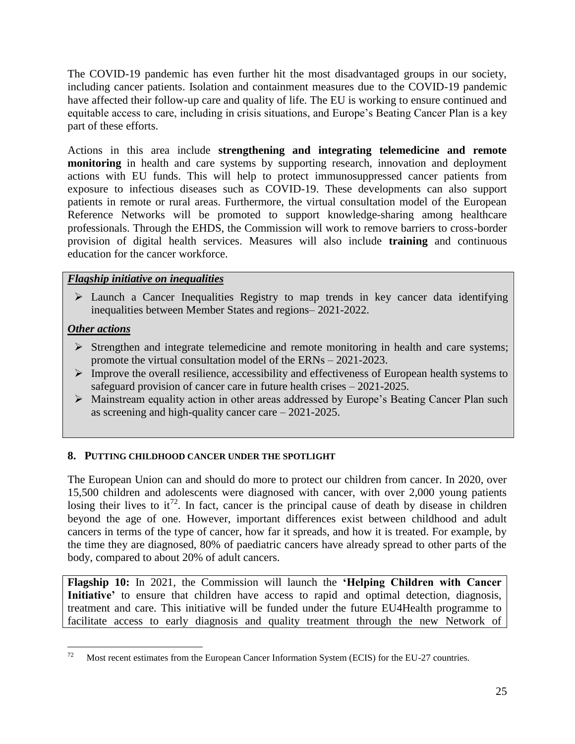The COVID-19 pandemic has even further hit the most disadvantaged groups in our society, including cancer patients. Isolation and containment measures due to the COVID-19 pandemic have affected their follow-up care and quality of life. The EU is working to ensure continued and equitable access to care, including in crisis situations, and Europe's Beating Cancer Plan is a key part of these efforts.

Actions in this area include **strengthening and integrating telemedicine and remote monitoring** in health and care systems by supporting research, innovation and deployment actions with EU funds. This will help to protect immunosuppressed cancer patients from exposure to infectious diseases such as COVID-19. These developments can also support patients in remote or rural areas. Furthermore, the virtual consultation model of the European Reference Networks will be promoted to support knowledge-sharing among healthcare professionals. Through the EHDS, the Commission will work to remove barriers to cross-border provision of digital health services. Measures will also include **training** and continuous education for the cancer workforce.

***Flagship initiative on inequalities***

- Launch a Cancer Inequalities Registry to map trends in key cancer data identifying inequalities between Member States and regions– 2021-2022.

***Other actions***

- Strengthen and integrate telemedicine and remote monitoring in health and care systems; promote the virtual consultation model of the ERNs – 2021-2023.
- Improve the overall resilience, accessibility and effectiveness of European health systems to safeguard provision of cancer care in future health crises – 2021-2025.
- Mainstream equality action in other areas addressed by Europe's Beating Cancer Plan such as screening and high-quality cancer care – 2021-2025.

## 8. PUTTING CHILDHOOD CANCER UNDER THE SPOTLIGHT

The European Union can and should do more to protect our children from cancer. In 2020, over 15,500 children and adolescents were diagnosed with cancer, with over 2,000 young patients losing their lives to it[72]. In fact, cancer is the principal cause of death by disease in children beyond the age of one. However, important differences exist between childhood and adult cancers in terms of the type of cancer, how far it spreads, and how it is treated. For example, by the time they are diagnosed, 80% of paediatric cancers have already spread to other parts of the body, compared to about 20% of adult cancers.

**Flagship 10:** In 2021, the Commission will launch the **'Helping Children with Cancer Initiative'** to ensure that children have access to rapid and optimal detection, diagnosis, treatment and care. This initiative will be funded under the future EU4Health programme to facilitate access to early diagnosis and quality treatment through the new Network of

[72] Most recent estimates from the European Cancer Information System (ECIS) for the EU-27 countries.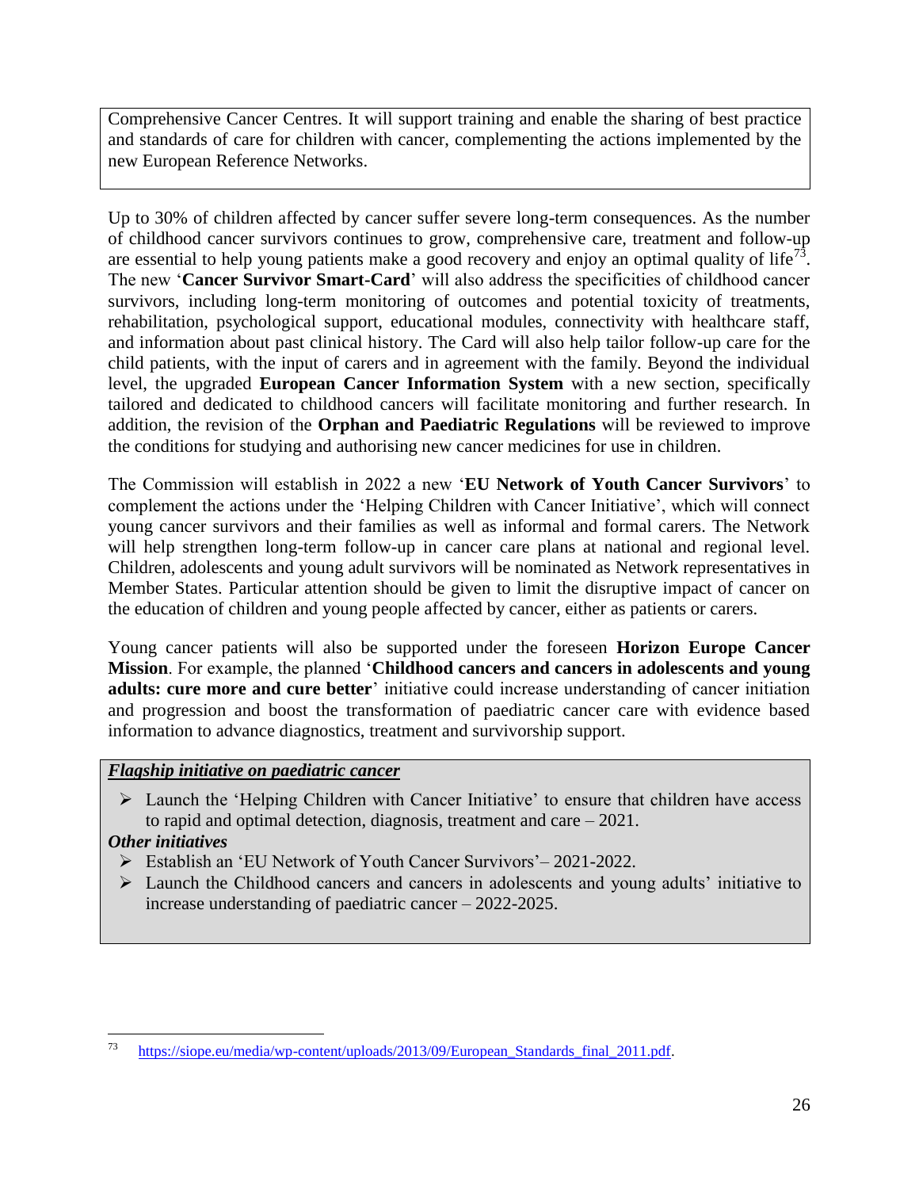Comprehensive Cancer Centres. It will support training and enable the sharing of best practice and standards of care for children with cancer, complementing the actions implemented by the new European Reference Networks.

Up to 30% of children affected by cancer suffer severe long-term consequences. As the number of childhood cancer survivors continues to grow, comprehensive care, treatment and follow-up are essential to help young patients make a good recovery and enjoy an optimal quality of life[73]. The new '**Cancer Survivor Smart-Card**' will also address the specificities of childhood cancer survivors, including long-term monitoring of outcomes and potential toxicity of treatments, rehabilitation, psychological support, educational modules, connectivity with healthcare staff, and information about past clinical history. The Card will also help tailor follow-up care for the child patients, with the input of carers and in agreement with the family. Beyond the individual level, the upgraded **European Cancer Information System** with a new section, specifically tailored and dedicated to childhood cancers will facilitate monitoring and further research. In addition, the revision of the **Orphan and Paediatric Regulations** will be reviewed to improve the conditions for studying and authorising new cancer medicines for use in children.

The Commission will establish in 2022 a new '**EU Network of Youth Cancer Survivors**' to complement the actions under the 'Helping Children with Cancer Initiative', which will connect young cancer survivors and their families as well as informal and formal carers. The Network will help strengthen long-term follow-up in cancer care plans at national and regional level. Children, adolescents and young adult survivors will be nominated as Network representatives in Member States. Particular attention should be given to limit the disruptive impact of cancer on the education of children and young people affected by cancer, either as patients or carers.

Young cancer patients will also be supported under the foreseen **Horizon Europe Cancer Mission**. For example, the planned '**Childhood cancers and cancers in adolescents and young adults: cure more and cure better**' initiative could increase understanding of cancer initiation and progression and boost the transformation of paediatric cancer care with evidence based information to advance diagnostics, treatment and survivorship support.

***Flagship initiative on paediatric cancer***

- Launch the 'Helping Children with Cancer Initiative' to ensure that children have access to rapid and optimal detection, diagnosis, treatment and care – 2021.

***Other initiatives***

- Establish an 'EU Network of Youth Cancer Survivors'– 2021-2022.
- Launch the Childhood cancers and cancers in adolescents and young adults' initiative to increase understanding of paediatric cancer – 2022-2025.

[73] https://siope.eu/media/wp-content/uploads/2013/09/European_Standards_final_2011.pdf.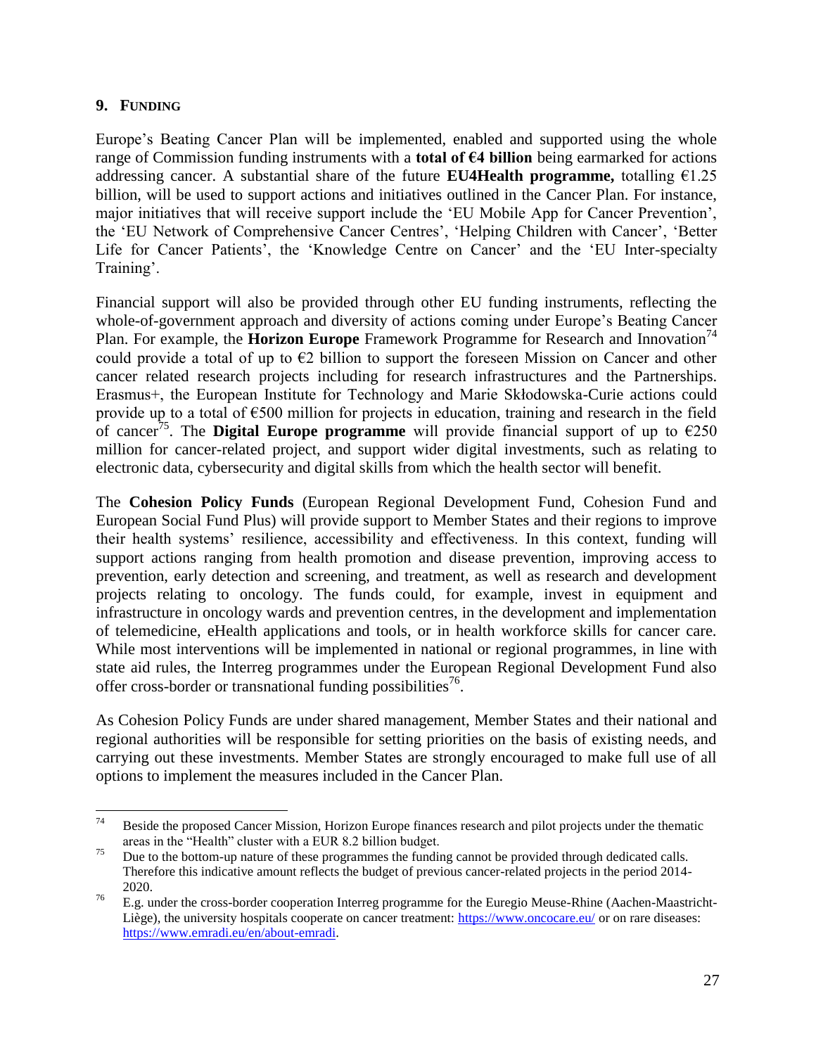## 9. FUNDING

Europe's Beating Cancer Plan will be implemented, enabled and supported using the whole range of Commission funding instruments with a **total of €4 billion** being earmarked for actions addressing cancer. A substantial share of the future **EU4Health programme,** totalling €1.25 billion, will be used to support actions and initiatives outlined in the Cancer Plan. For instance, major initiatives that will receive support include the 'EU Mobile App for Cancer Prevention', the 'EU Network of Comprehensive Cancer Centres', 'Helping Children with Cancer', 'Better Life for Cancer Patients', the 'Knowledge Centre on Cancer' and the 'EU Inter-specialty Training'.

Financial support will also be provided through other EU funding instruments, reflecting the whole-of-government approach and diversity of actions coming under Europe's Beating Cancer Plan. For example, the **Horizon Europe** Framework Programme for Research and Innovation[74] could provide a total of up to €2 billion to support the foreseen Mission on Cancer and other cancer related research projects including for research infrastructures and the Partnerships. Erasmus+, the European Institute for Technology and Marie Skłodowska-Curie actions could provide up to a total of €500 million for projects in education, training and research in the field of cancer[75]. The **Digital Europe programme** will provide financial support of up to €250 million for cancer-related project, and support wider digital investments, such as relating to electronic data, cybersecurity and digital skills from which the health sector will benefit.

The **Cohesion Policy Funds** (European Regional Development Fund, Cohesion Fund and European Social Fund Plus) will provide support to Member States and their regions to improve their health systems' resilience, accessibility and effectiveness. In this context, funding will support actions ranging from health promotion and disease prevention, improving access to prevention, early detection and screening, and treatment, as well as research and development projects relating to oncology. The funds could, for example, invest in equipment and infrastructure in oncology wards and prevention centres, in the development and implementation of telemedicine, eHealth applications and tools, or in health workforce skills for cancer care. While most interventions will be implemented in national or regional programmes, in line with state aid rules, the Interreg programmes under the European Regional Development Fund also offer cross-border or transnational funding possibilities[76].

As Cohesion Policy Funds are under shared management, Member States and their national and regional authorities will be responsible for setting priorities on the basis of existing needs, and carrying out these investments. Member States are strongly encouraged to make full use of all options to implement the measures included in the Cancer Plan.

---

[74] Beside the proposed Cancer Mission, Horizon Europe finances research and pilot projects under the thematic areas in the "Health" cluster with a EUR 8.2 billion budget.

[75] Due to the bottom-up nature of these programmes the funding cannot be provided through dedicated calls. Therefore this indicative amount reflects the budget of previous cancer-related projects in the period 2014-2020.

[76] E.g. under the cross-border cooperation Interreg programme for the Euregio Meuse-Rhine (Aachen-Maastricht-Liège), the university hospitals cooperate on cancer treatment: https://www.oncocare.eu/ or on rare diseases: https://www.emradi.eu/en/about-emradi.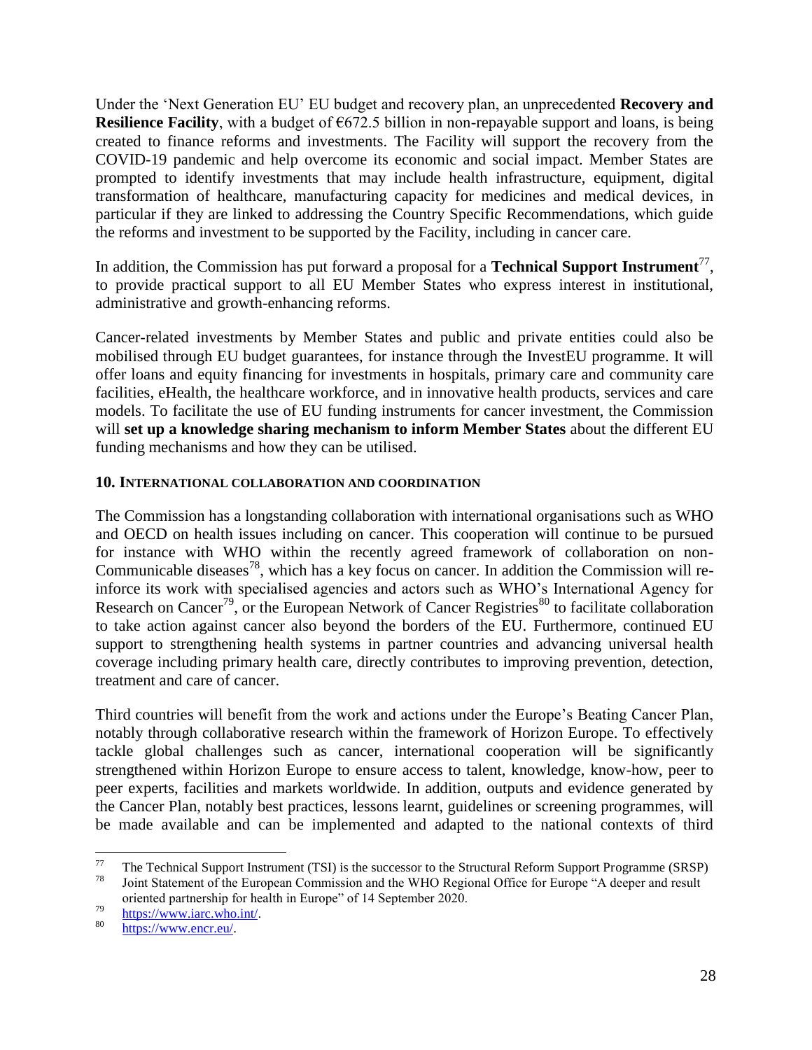Under the 'Next Generation EU' EU budget and recovery plan, an unprecedented **Recovery and Resilience Facility**, with a budget of €672.5 billion in non-repayable support and loans, is being created to finance reforms and investments. The Facility will support the recovery from the COVID-19 pandemic and help overcome its economic and social impact. Member States are prompted to identify investments that may include health infrastructure, equipment, digital transformation of healthcare, manufacturing capacity for medicines and medical devices, in particular if they are linked to addressing the Country Specific Recommendations, which guide the reforms and investment to be supported by the Facility, including in cancer care.

In addition, the Commission has put forward a proposal for a **Technical Support Instrument**[77], to provide practical support to all EU Member States who express interest in institutional, administrative and growth-enhancing reforms.

Cancer-related investments by Member States and public and private entities could also be mobilised through EU budget guarantees, for instance through the InvestEU programme. It will offer loans and equity financing for investments in hospitals, primary care and community care facilities, eHealth, the healthcare workforce, and in innovative health products, services and care models. To facilitate the use of EU funding instruments for cancer investment, the Commission will **set up a knowledge sharing mechanism to inform Member States** about the different EU funding mechanisms and how they can be utilised.

#### 10. INTERNATIONAL COLLABORATION AND COORDINATION

The Commission has a longstanding collaboration with international organisations such as WHO and OECD on health issues including on cancer. This cooperation will continue to be pursued for instance with WHO within the recently agreed framework of collaboration on non-Communicable diseases[78], which has a key focus on cancer. In addition the Commission will re-inforce its work with specialised agencies and actors such as WHO's International Agency for Research on Cancer[79], or the European Network of Cancer Registries[80] to facilitate collaboration to take action against cancer also beyond the borders of the EU. Furthermore, continued EU support to strengthening health systems in partner countries and advancing universal health coverage including primary health care, directly contributes to improving prevention, detection, treatment and care of cancer.

Third countries will benefit from the work and actions under the Europe's Beating Cancer Plan, notably through collaborative research within the framework of Horizon Europe. To effectively tackle global challenges such as cancer, international cooperation will be significantly strengthened within Horizon Europe to ensure access to talent, knowledge, know-how, peer to peer experts, facilities and markets worldwide. In addition, outputs and evidence generated by the Cancer Plan, notably best practices, lessons learnt, guidelines or screening programmes, will be made available and can be implemented and adapted to the national contexts of third

---

[77] The Technical Support Instrument (TSI) is the successor to the Structural Reform Support Programme (SRSP)

[78] Joint Statement of the European Commission and the WHO Regional Office for Europe "A deeper and result oriented partnership for health in Europe" of 14 September 2020.

[79] https://www.iarc.who.int/.

[80] https://www.encr.eu/.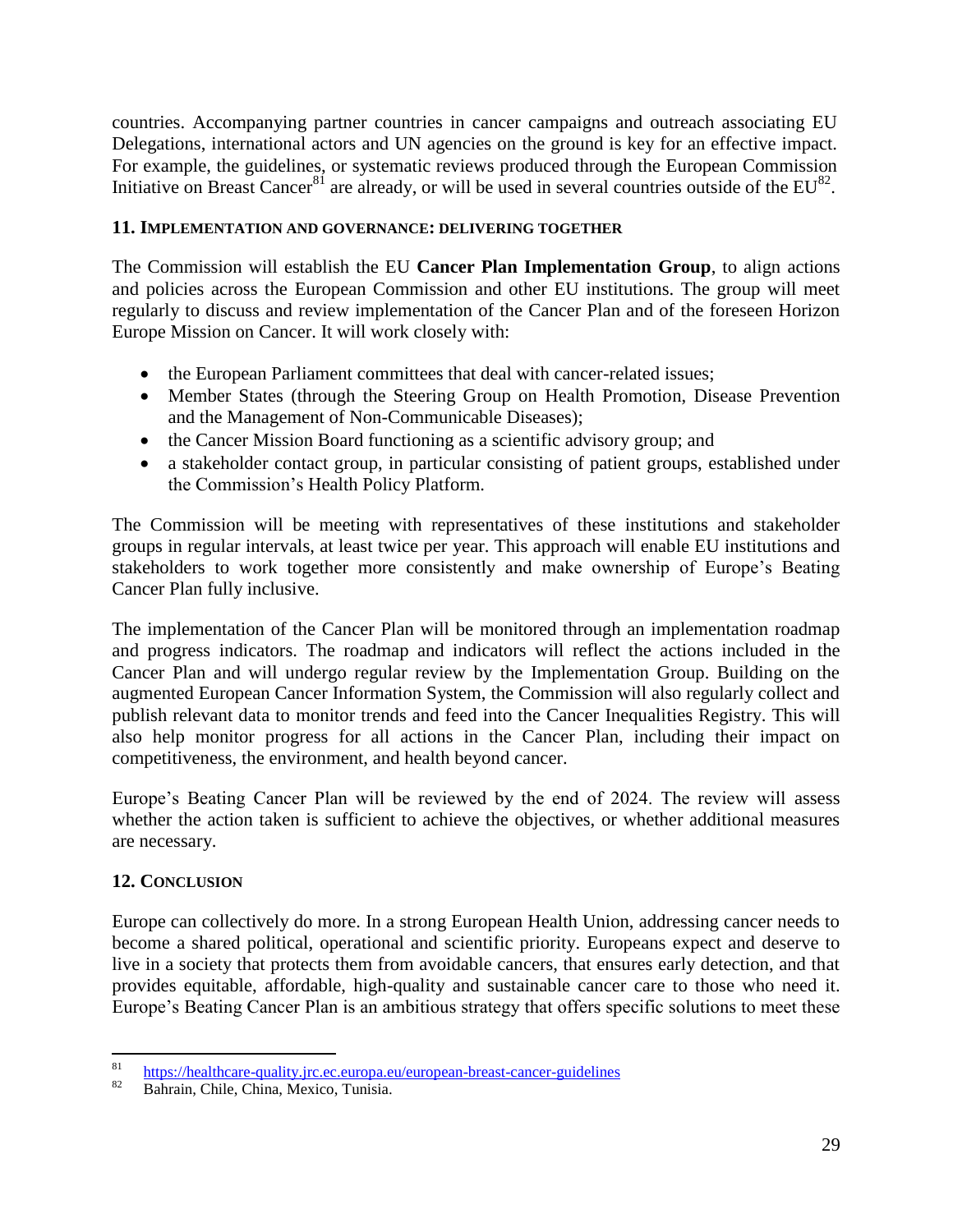countries. Accompanying partner countries in cancer campaigns and outreach associating EU Delegations, international actors and UN agencies on the ground is key for an effective impact. For example, the guidelines, or systematic reviews produced through the European Commission Initiative on Breast Cancer[81] are already, or will be used in several countries outside of the EU[82].

## 11. Implementation and governance: delivering together

The Commission will establish the EU **Cancer Plan Implementation Group**, to align actions and policies across the European Commission and other EU institutions. The group will meet regularly to discuss and review implementation of the Cancer Plan and of the foreseen Horizon Europe Mission on Cancer. It will work closely with:

- the European Parliament committees that deal with cancer-related issues;
- Member States (through the Steering Group on Health Promotion, Disease Prevention and the Management of Non-Communicable Diseases);
- the Cancer Mission Board functioning as a scientific advisory group; and
- a stakeholder contact group, in particular consisting of patient groups, established under the Commission's Health Policy Platform.

The Commission will be meeting with representatives of these institutions and stakeholder groups in regular intervals, at least twice per year. This approach will enable EU institutions and stakeholders to work together more consistently and make ownership of Europe's Beating Cancer Plan fully inclusive.

The implementation of the Cancer Plan will be monitored through an implementation roadmap and progress indicators. The roadmap and indicators will reflect the actions included in the Cancer Plan and will undergo regular review by the Implementation Group. Building on the augmented European Cancer Information System, the Commission will also regularly collect and publish relevant data to monitor trends and feed into the Cancer Inequalities Registry. This will also help monitor progress for all actions in the Cancer Plan, including their impact on competitiveness, the environment, and health beyond cancer.

Europe's Beating Cancer Plan will be reviewed by the end of 2024. The review will assess whether the action taken is sufficient to achieve the objectives, or whether additional measures are necessary.

## 12. Conclusion

Europe can collectively do more. In a strong European Health Union, addressing cancer needs to become a shared political, operational and scientific priority. Europeans expect and deserve to live in a society that protects them from avoidable cancers, that ensures early detection, and that provides equitable, affordable, high-quality and sustainable cancer care to those who need it. Europe's Beating Cancer Plan is an ambitious strategy that offers specific solutions to meet these

---

[81] https://healthcare-quality.jrc.ec.europa.eu/european-breast-cancer-guidelines

[82] Bahrain, Chile, China, Mexico, Tunisia.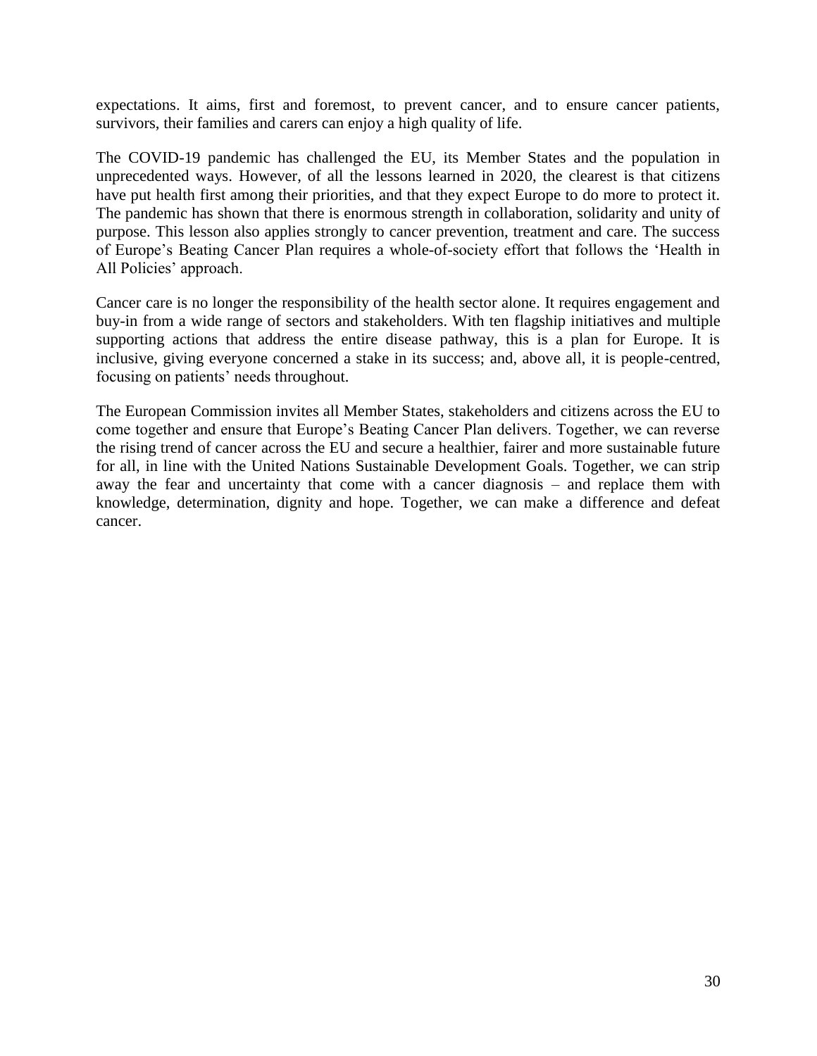expectations. It aims, first and foremost, to prevent cancer, and to ensure cancer patients, survivors, their families and carers can enjoy a high quality of life.

The COVID-19 pandemic has challenged the EU, its Member States and the population in unprecedented ways. However, of all the lessons learned in 2020, the clearest is that citizens have put health first among their priorities, and that they expect Europe to do more to protect it. The pandemic has shown that there is enormous strength in collaboration, solidarity and unity of purpose. This lesson also applies strongly to cancer prevention, treatment and care. The success of Europe's Beating Cancer Plan requires a whole-of-society effort that follows the 'Health in All Policies' approach.

Cancer care is no longer the responsibility of the health sector alone. It requires engagement and buy-in from a wide range of sectors and stakeholders. With ten flagship initiatives and multiple supporting actions that address the entire disease pathway, this is a plan for Europe. It is inclusive, giving everyone concerned a stake in its success; and, above all, it is people-centred, focusing on patients' needs throughout.

The European Commission invites all Member States, stakeholders and citizens across the EU to come together and ensure that Europe's Beating Cancer Plan delivers. Together, we can reverse the rising trend of cancer across the EU and secure a healthier, fairer and more sustainable future for all, in line with the United Nations Sustainable Development Goals. Together, we can strip away the fear and uncertainty that come with a cancer diagnosis – and replace them with knowledge, determination, dignity and hope. Together, we can make a difference and defeat cancer.